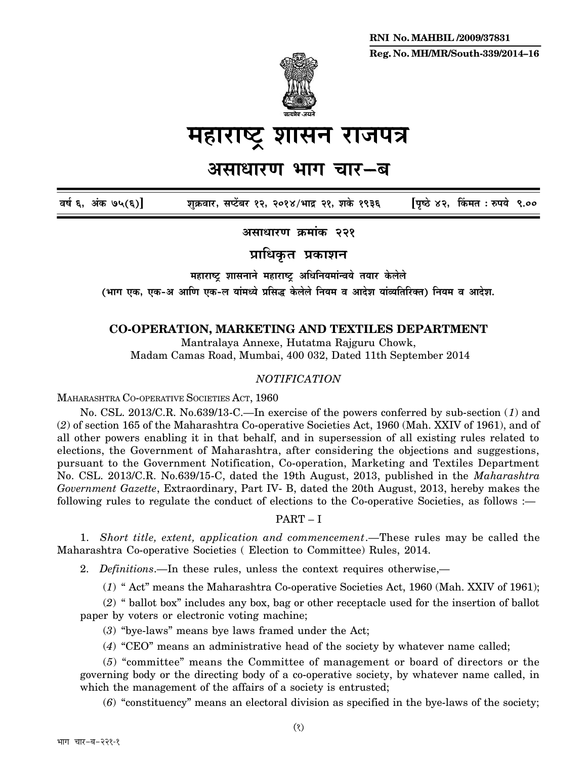RNI No. MAHBIL /2009/37831

Reg. No. MH/MR/South-339/2014–16

# महाराष्ट्र शासन राजपत्र

## असाधारण भाग चार–ब

वर्ष ६, अंक ७५(६)] शुक्रवार, सप्टेंबर १२, २०१४/भाद्र २१, शके १९३६ [पृष्ठे ४२, किंमत : रुपये ९.००

**असाधारण क्रमांक २२१**

**प्राधिकृत प्रकाशन**

महाराष्ट्र शासनाने महाराष्ट्र अधिनियमांन्वये तयार केलेले

(भाग एक, एक-अ आणि एक-ल यांमध्ये प्रसिद्ध केलेले नियम व आदेश यांव्यतिरिक्त) नियम व आदेश.

## CO-OPERATION, MARKETING AND TEXTILES DEPARTMENT

Mantralaya Annexe, Hutatma Rajguru Chowk,
Madam Camas Road, Mumbai, 400 032, Dated 11th September 2014

*NOTIFICATION*

MAHARASHTRA CO-OPERATIVE SOCIETIES ACT, 1960

No. CSL. 2013/C.R. No.639/13-C.—In exercise of the powers conferred by sub-section (*1*) and (*2*) of section 165 of the Maharashtra Co-operative Societies Act, 1960 (Mah. XXIV of 1961), and of all other powers enabling it in that behalf, and in supersession of all existing rules related to elections, the Government of Maharashtra, after considering the objections and suggestions, pursuant to the Government Notification, Co-operation, Marketing and Textiles Department No. CSL. 2013/C.R. No.639/15-C, dated the 19th August, 2013, published in the *Maharashtra Government Gazette*, Extraordinary, Part IV- B, dated the 20th August, 2013, hereby makes the following rules to regulate the conduct of elections to the Co-operative Societies, as follows :—

PART – I

1. *Short title, extent, application and commencement*.—These rules may be called the Maharashtra Co-operative Societies ( Election to Committee) Rules, 2014.

2. *Definitions*.—In these rules, unless the context requires otherwise,—

(*1*) " Act" means the Maharashtra Co-operative Societies Act, 1960 (Mah. XXIV of 1961);

(*2*) " ballot box" includes any box, bag or other receptacle used for the insertion of ballot paper by voters or electronic voting machine;

(*3*) "bye-laws" means bye laws framed under the Act;

(*4*) "CEO" means an administrative head of the society by whatever name called;

(*5*) "committee" means the Committee of management or board of directors or the governing body or the directing body of a co-operative society, by whatever name called, in which the management of the affairs of a society is entrusted;

(*6*) "constituency" means an electoral division as specified in the bye-laws of the society;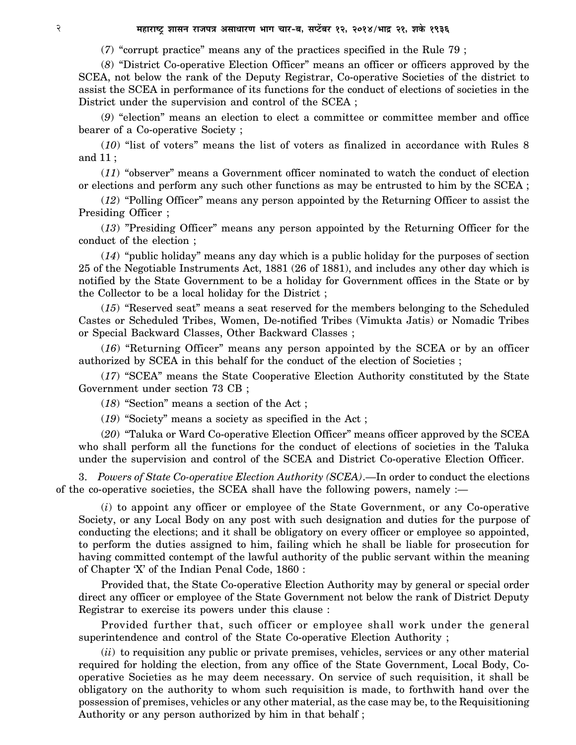(*7*) "corrupt practice" means any of the practices specified in the Rule 79 ;

(*8*) "District Co-operative Election Officer" means an officer or officers approved by the SCEA, not below the rank of the Deputy Registrar, Co-operative Societies of the district to assist the SCEA in performance of its functions for the conduct of elections of societies in the District under the supervision and control of the SCEA ;

(*9*) "election" means an election to elect a committee or committee member and office bearer of a Co-operative Society ;

(*10*) "list of voters" means the list of voters as finalized in accordance with Rules 8 and 11 ;

(*11*) "observer" means a Government officer nominated to watch the conduct of election or elections and perform any such other functions as may be entrusted to him by the SCEA ;

(*12*) "Polling Officer" means any person appointed by the Returning Officer to assist the Presiding Officer ;

(*13*) "Presiding Officer" means any person appointed by the Returning Officer for the conduct of the election ;

(*14*) "public holiday" means any day which is a public holiday for the purposes of section 25 of the Negotiable Instruments Act, 1881 (26 of 1881), and includes any other day which is notified by the State Government to be a holiday for Government offices in the State or by the Collector to be a local holiday for the District ;

(*15*) "Reserved seat" means a seat reserved for the members belonging to the Scheduled Castes or Scheduled Tribes, Women, De-notified Tribes (Vimukta Jatis) or Nomadic Tribes or Special Backward Classes, Other Backward Classes ;

(*16*) "Returning Officer" means any person appointed by the SCEA or by an officer authorized by SCEA in this behalf for the conduct of the election of Societies ;

(*17*) "SCEA" means the State Cooperative Election Authority constituted by the State Government under section 73 CB ;

(*18*) "Section" means a section of the Act ;

(*19*) "Society" means a society as specified in the Act ;

(*20*) "Taluka or Ward Co-operative Election Officer" means officer approved by the SCEA who shall perform all the functions for the conduct of elections of societies in the Taluka under the supervision and control of the SCEA and District Co-operative Election Officer.

3. *Powers of State Co-operative Election Authority (SCEA)*.—In order to conduct the elections of the co-operative societies, the SCEA shall have the following powers, namely :—

(*i*) to appoint any officer or employee of the State Government, or any Co-operative Society, or any Local Body on any post with such designation and duties for the purpose of conducting the elections; and it shall be obligatory on every officer or employee so appointed, to perform the duties assigned to him, failing which he shall be liable for prosecution for having committed contempt of the lawful authority of the public servant within the meaning of Chapter 'X' of the Indian Penal Code, 1860 :

Provided that, the State Co-operative Election Authority may by general or special order direct any officer or employee of the State Government not below the rank of District Deputy Registrar to exercise its powers under this clause :

Provided further that, such officer or employee shall work under the general superintendence and control of the State Co-operative Election Authority ;

(*ii*) to requisition any public or private premises, vehicles, services or any other material required for holding the election, from any office of the State Government, Local Body, Co-operative Societies as he may deem necessary. On service of such requisition, it shall be obligatory on the authority to whom such requisition is made, to forthwith hand over the possession of premises, vehicles or any other material, as the case may be, to the Requisitioning Authority or any person authorized by him in that behalf ;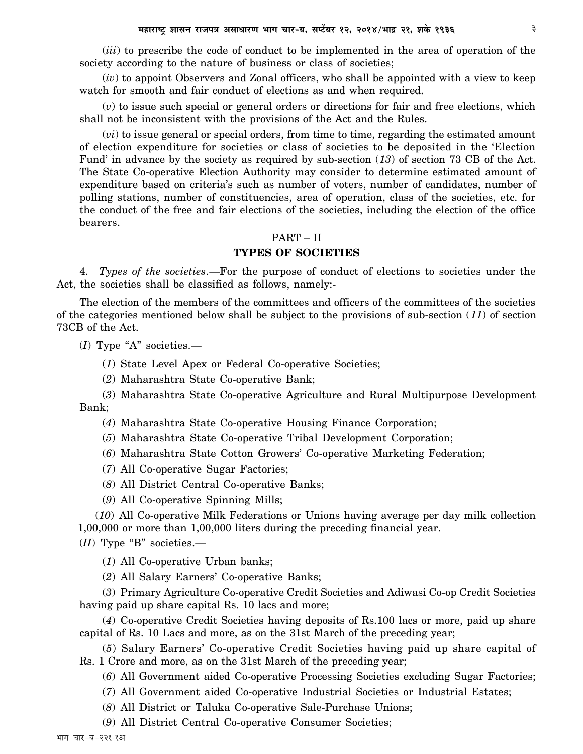(*iii*) to prescribe the code of conduct to be implemented in the area of operation of the society according to the nature of business or class of societies;

(*iv*) to appoint Observers and Zonal officers, who shall be appointed with a view to keep watch for smooth and fair conduct of elections as and when required.

(*v*) to issue such special or general orders or directions for fair and free elections, which shall not be inconsistent with the provisions of the Act and the Rules.

(*vi*) to issue general or special orders, from time to time, regarding the estimated amount of election expenditure for societies or class of societies to be deposited in the 'Election Fund' in advance by the society as required by sub-section (*13*) of section 73 CB of the Act. The State Co-operative Election Authority may consider to determine estimated amount of expenditure based on criteria's such as number of voters, number of candidates, number of polling stations, number of constituencies, area of operation, class of the societies, etc. for the conduct of the free and fair elections of the societies, including the election of the office bearers.

## PART – II

## TYPES OF SOCIETIES

4. *Types of the societies*.—For the purpose of conduct of elections to societies under the Act, the societies shall be classified as follows, namely:-

The election of the members of the committees and officers of the committees of the societies of the categories mentioned below shall be subject to the provisions of sub-section (*11*) of section 73CB of the Act.

(*I*) Type "A" societies.—

(*1*) State Level Apex or Federal Co-operative Societies;

(*2*) Maharashtra State Co-operative Bank;

(*3*) Maharashtra State Co-operative Agriculture and Rural Multipurpose Development Bank;

(*4*) Maharashtra State Co-operative Housing Finance Corporation;

(*5*) Maharashtra State Co-operative Tribal Development Corporation;

(*6*) Maharashtra State Cotton Growers' Co-operative Marketing Federation;

(*7*) All Co-operative Sugar Factories;

(*8*) All District Central Co-operative Banks;

(*9*) All Co-operative Spinning Mills;

(*10*) All Co-operative Milk Federations or Unions having average per day milk collection 1,00,000 or more than 1,00,000 liters during the preceding financial year.

(*II*) Type "B" societies.—

(*1*) All Co-operative Urban banks;

(*2*) All Salary Earners' Co-operative Banks;

(*3*) Primary Agriculture Co-operative Credit Societies and Adiwasi Co-op Credit Societies having paid up share capital Rs. 10 lacs and more;

(*4*) Co-operative Credit Societies having deposits of Rs.100 lacs or more, paid up share capital of Rs. 10 Lacs and more, as on the 31st March of the preceding year;

(*5*) Salary Earners' Co-operative Credit Societies having paid up share capital of Rs. 1 Crore and more, as on the 31st March of the preceding year;

(*6*) All Government aided Co-operative Processing Societies excluding Sugar Factories;

(*7*) All Government aided Co-operative Industrial Societies or Industrial Estates;

(*8*) All District or Taluka Co-operative Sale-Purchase Unions;

(*9*) All District Central Co-operative Consumer Societies;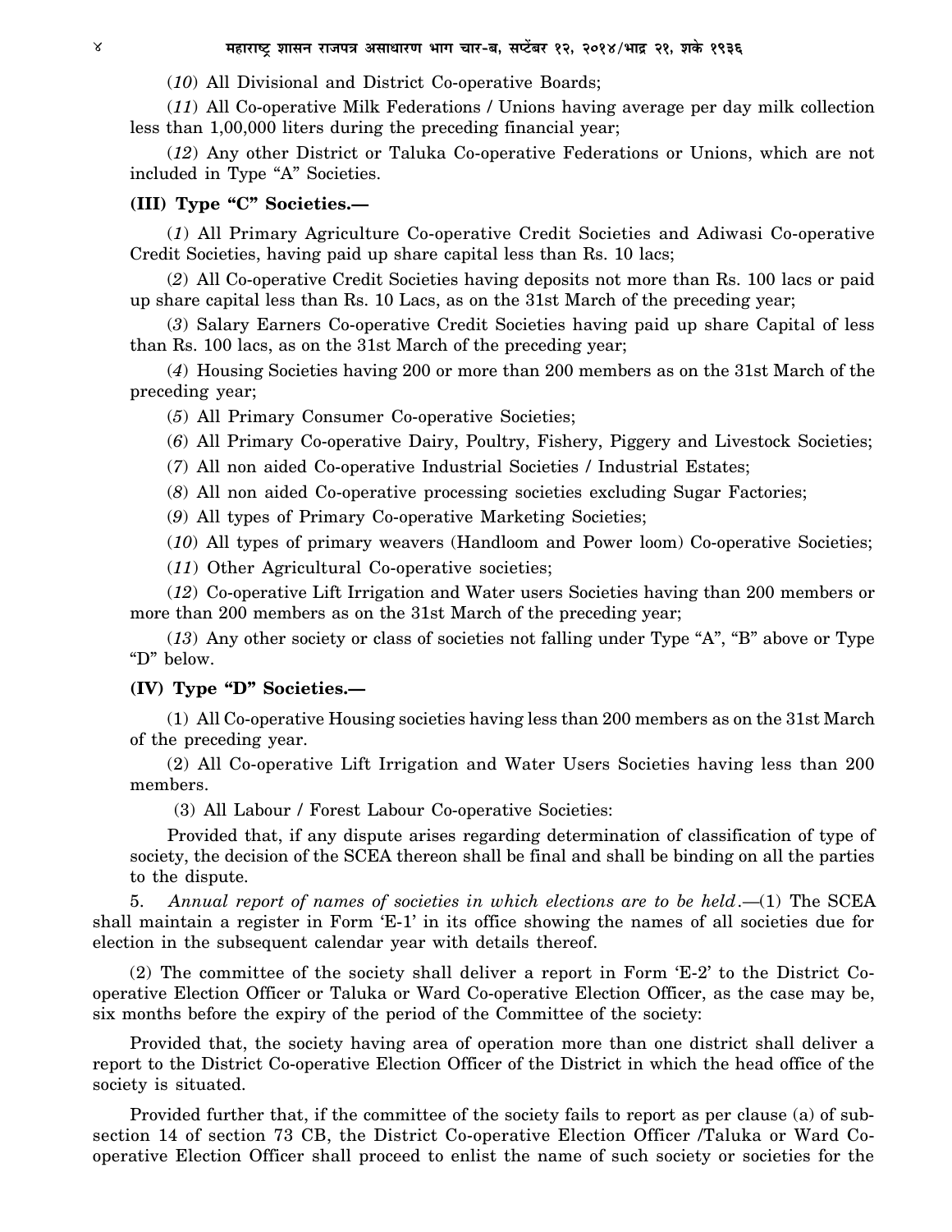(*10*) All Divisional and District Co-operative Boards;

(*11*) All Co-operative Milk Federations / Unions having average per day milk collection less than 1,00,000 liters during the preceding financial year;

(*12*) Any other District or Taluka Co-operative Federations or Unions, which are not included in Type "A" Societies.

**(III) Type "C" Societies.—**

(*1*) All Primary Agriculture Co-operative Credit Societies and Adiwasi Co-operative Credit Societies, having paid up share capital less than Rs. 10 lacs;

(*2*) All Co-operative Credit Societies having deposits not more than Rs. 100 lacs or paid up share capital less than Rs. 10 Lacs, as on the 31st March of the preceding year;

(*3*) Salary Earners Co-operative Credit Societies having paid up share Capital of less than Rs. 100 lacs, as on the 31st March of the preceding year;

(*4*) Housing Societies having 200 or more than 200 members as on the 31st March of the preceding year;

(*5*) All Primary Consumer Co-operative Societies;

(*6*) All Primary Co-operative Dairy, Poultry, Fishery, Piggery and Livestock Societies;

(*7*) All non aided Co-operative Industrial Societies / Industrial Estates;

(*8*) All non aided Co-operative processing societies excluding Sugar Factories;

(*9*) All types of Primary Co-operative Marketing Societies;

(*10*) All types of primary weavers (Handloom and Power loom) Co-operative Societies;

(*11*) Other Agricultural Co-operative societies;

(*12*) Co-operative Lift Irrigation and Water users Societies having than 200 members or more than 200 members as on the 31st March of the preceding year;

(*13*) Any other society or class of societies not falling under Type "A", "B" above or Type "D" below.

**(IV) Type "D" Societies.—**

(1) All Co-operative Housing societies having less than 200 members as on the 31st March of the preceding year.

(2) All Co-operative Lift Irrigation and Water Users Societies having less than 200 members.

(3) All Labour / Forest Labour Co-operative Societies:

Provided that, if any dispute arises regarding determination of classification of type of society, the decision of the SCEA thereon shall be final and shall be binding on all the parties to the dispute.

5. *Annual report of names of societies in which elections are to be held*.—(1) The SCEA shall maintain a register in Form 'E-1' in its office showing the names of all societies due for election in the subsequent calendar year with details thereof.

(2) The committee of the society shall deliver a report in Form 'E-2' to the District Co-operative Election Officer or Taluka or Ward Co-operative Election Officer, as the case may be, six months before the expiry of the period of the Committee of the society:

Provided that, the society having area of operation more than one district shall deliver a report to the District Co-operative Election Officer of the District in which the head office of the society is situated.

Provided further that, if the committee of the society fails to report as per clause (a) of sub-section 14 of section 73 CB, the District Co-operative Election Officer /Taluka or Ward Co-operative Election Officer shall proceed to enlist the name of such society or societies for the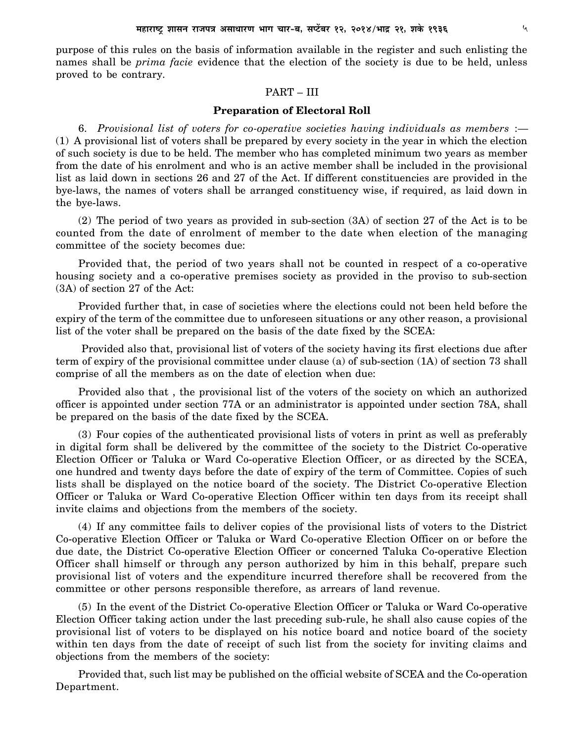purpose of this rules on the basis of information available in the register and such enlisting the names shall be *prima facie* evidence that the election of the society is due to be held, unless proved to be contrary.

## PART – III

### Preparation of Electoral Roll

6. *Provisional list of voters for co-operative societies having individuals as members* :— (1) A provisional list of voters shall be prepared by every society in the year in which the election of such society is due to be held. The member who has completed minimum two years as member from the date of his enrolment and who is an active member shall be included in the provisional list as laid down in sections 26 and 27 of the Act. If different constituencies are provided in the bye-laws, the names of voters shall be arranged constituency wise, if required, as laid down in the bye-laws.

(2) The period of two years as provided in sub-section (3A) of section 27 of the Act is to be counted from the date of enrolment of member to the date when election of the managing committee of the society becomes due:

Provided that, the period of two years shall not be counted in respect of a co-operative housing society and a co-operative premises society as provided in the proviso to sub-section (3A) of section 27 of the Act:

Provided further that, in case of societies where the elections could not been held before the expiry of the term of the committee due to unforeseen situations or any other reason, a provisional list of the voter shall be prepared on the basis of the date fixed by the SCEA:

Provided also that, provisional list of voters of the society having its first elections due after term of expiry of the provisional committee under clause (a) of sub-section (1A) of section 73 shall comprise of all the members as on the date of election when due:

Provided also that , the provisional list of the voters of the society on which an authorized officer is appointed under section 77A or an administrator is appointed under section 78A, shall be prepared on the basis of the date fixed by the SCEA.

(3) Four copies of the authenticated provisional lists of voters in print as well as preferably in digital form shall be delivered by the committee of the society to the District Co-operative Election Officer or Taluka or Ward Co-operative Election Officer, or as directed by the SCEA, one hundred and twenty days before the date of expiry of the term of Committee. Copies of such lists shall be displayed on the notice board of the society. The District Co-operative Election Officer or Taluka or Ward Co-operative Election Officer within ten days from its receipt shall invite claims and objections from the members of the society.

(4) If any committee fails to deliver copies of the provisional lists of voters to the District Co-operative Election Officer or Taluka or Ward Co-operative Election Officer on or before the due date, the District Co-operative Election Officer or concerned Taluka Co-operative Election Officer shall himself or through any person authorized by him in this behalf, prepare such provisional list of voters and the expenditure incurred therefore shall be recovered from the committee or other persons responsible therefore, as arrears of land revenue.

(5) In the event of the District Co-operative Election Officer or Taluka or Ward Co-operative Election Officer taking action under the last preceding sub-rule, he shall also cause copies of the provisional list of voters to be displayed on his notice board and notice board of the society within ten days from the date of receipt of such list from the society for inviting claims and objections from the members of the society:

Provided that, such list may be published on the official website of SCEA and the Co-operation Department.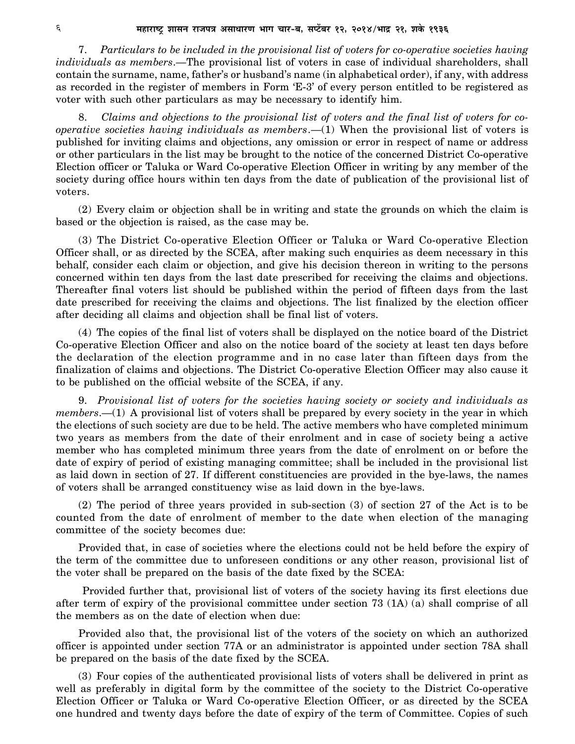7. *Particulars to be included in the provisional list of voters for co-operative societies having individuals as members*.—The provisional list of voters in case of individual shareholders, shall contain the surname, name, father's or husband's name (in alphabetical order), if any, with address as recorded in the register of members in Form 'E-3' of every person entitled to be registered as voter with such other particulars as may be necessary to identify him.

8. *Claims and objections to the provisional list of voters and the final list of voters for co-operative societies having individuals as members*.—(1) When the provisional list of voters is published for inviting claims and objections, any omission or error in respect of name or address or other particulars in the list may be brought to the notice of the concerned District Co-operative Election officer or Taluka or Ward Co-operative Election Officer in writing by any member of the society during office hours within ten days from the date of publication of the provisional list of voters.

(2) Every claim or objection shall be in writing and state the grounds on which the claim is based or the objection is raised, as the case may be.

(3) The District Co-operative Election Officer or Taluka or Ward Co-operative Election Officer shall, or as directed by the SCEA, after making such enquiries as deem necessary in this behalf, consider each claim or objection, and give his decision thereon in writing to the persons concerned within ten days from the last date prescribed for receiving the claims and objections. Thereafter final voters list should be published within the period of fifteen days from the last date prescribed for receiving the claims and objections. The list finalized by the election officer after deciding all claims and objection shall be final list of voters.

(4) The copies of the final list of voters shall be displayed on the notice board of the District Co-operative Election Officer and also on the notice board of the society at least ten days before the declaration of the election programme and in no case later than fifteen days from the finalization of claims and objections. The District Co-operative Election Officer may also cause it to be published on the official website of the SCEA, if any.

9. *Provisional list of voters for the societies having society or society and individuals as members*.—(1) A provisional list of voters shall be prepared by every society in the year in which the elections of such society are due to be held. The active members who have completed minimum two years as members from the date of their enrolment and in case of society being a active member who has completed minimum three years from the date of enrolment on or before the date of expiry of period of existing managing committee; shall be included in the provisional list as laid down in section of 27. If different constituencies are provided in the bye-laws, the names of voters shall be arranged constituency wise as laid down in the bye-laws.

(2) The period of three years provided in sub-section (3) of section 27 of the Act is to be counted from the date of enrolment of member to the date when election of the managing committee of the society becomes due:

Provided that, in case of societies where the elections could not be held before the expiry of the term of the committee due to unforeseen conditions or any other reason, provisional list of the voter shall be prepared on the basis of the date fixed by the SCEA:

Provided further that, provisional list of voters of the society having its first elections due after term of expiry of the provisional committee under section 73 (1A) (a) shall comprise of all the members as on the date of election when due:

Provided also that, the provisional list of the voters of the society on which an authorized officer is appointed under section 77A or an administrator is appointed under section 78A shall be prepared on the basis of the date fixed by the SCEA.

(3) Four copies of the authenticated provisional lists of voters shall be delivered in print as well as preferably in digital form by the committee of the society to the District Co-operative Election Officer or Taluka or Ward Co-operative Election Officer, or as directed by the SCEA one hundred and twenty days before the date of expiry of the term of Committee. Copies of such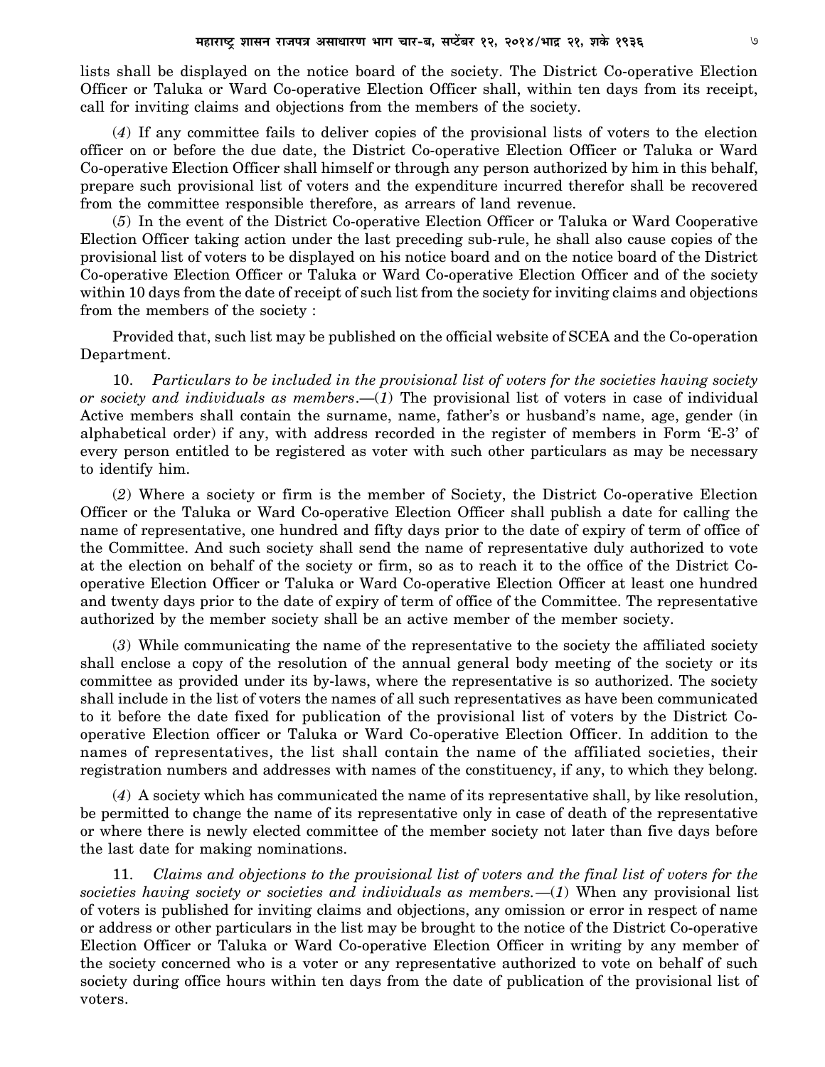lists shall be displayed on the notice board of the society. The District Co-operative Election Officer or Taluka or Ward Co-operative Election Officer shall, within ten days from its receipt, call for inviting claims and objections from the members of the society.

(*4*) If any committee fails to deliver copies of the provisional lists of voters to the election officer on or before the due date, the District Co-operative Election Officer or Taluka or Ward Co-operative Election Officer shall himself or through any person authorized by him in this behalf, prepare such provisional list of voters and the expenditure incurred therefor shall be recovered from the committee responsible therefore, as arrears of land revenue.

(*5*) In the event of the District Co-operative Election Officer or Taluka or Ward Cooperative Election Officer taking action under the last preceding sub-rule, he shall also cause copies of the provisional list of voters to be displayed on his notice board and on the notice board of the District Co-operative Election Officer or Taluka or Ward Co-operative Election Officer and of the society within 10 days from the date of receipt of such list from the society for inviting claims and objections from the members of the society :

Provided that, such list may be published on the official website of SCEA and the Co-operation Department.

10. *Particulars to be included in the provisional list of voters for the societies having society or society and individuals as members*.—(*1*) The provisional list of voters in case of individual Active members shall contain the surname, name, father's or husband's name, age, gender (in alphabetical order) if any, with address recorded in the register of members in Form 'E-3' of every person entitled to be registered as voter with such other particulars as may be necessary to identify him.

(*2*) Where a society or firm is the member of Society, the District Co-operative Election Officer or the Taluka or Ward Co-operative Election Officer shall publish a date for calling the name of representative, one hundred and fifty days prior to the date of expiry of term of office of the Committee. And such society shall send the name of representative duly authorized to vote at the election on behalf of the society or firm, so as to reach it to the office of the District Co-operative Election Officer or Taluka or Ward Co-operative Election Officer at least one hundred and twenty days prior to the date of expiry of term of office of the Committee. The representative authorized by the member society shall be an active member of the member society.

(*3*) While communicating the name of the representative to the society the affiliated society shall enclose a copy of the resolution of the annual general body meeting of the society or its committee as provided under its by-laws, where the representative is so authorized. The society shall include in the list of voters the names of all such representatives as have been communicated to it before the date fixed for publication of the provisional list of voters by the District Co-operative Election officer or Taluka or Ward Co-operative Election Officer. In addition to the names of representatives, the list shall contain the name of the affiliated societies, their registration numbers and addresses with names of the constituency, if any, to which they belong.

(*4*) A society which has communicated the name of its representative shall, by like resolution, be permitted to change the name of its representative only in case of death of the representative or where there is newly elected committee of the member society not later than five days before the last date for making nominations.

11. *Claims and objections to the provisional list of voters and the final list of voters for the societies having society or societies and individuals as members.*—(*1*) When any provisional list of voters is published for inviting claims and objections, any omission or error in respect of name or address or other particulars in the list may be brought to the notice of the District Co-operative Election Officer or Taluka or Ward Co-operative Election Officer in writing by any member of the society concerned who is a voter or any representative authorized to vote on behalf of such society during office hours within ten days from the date of publication of the provisional list of voters.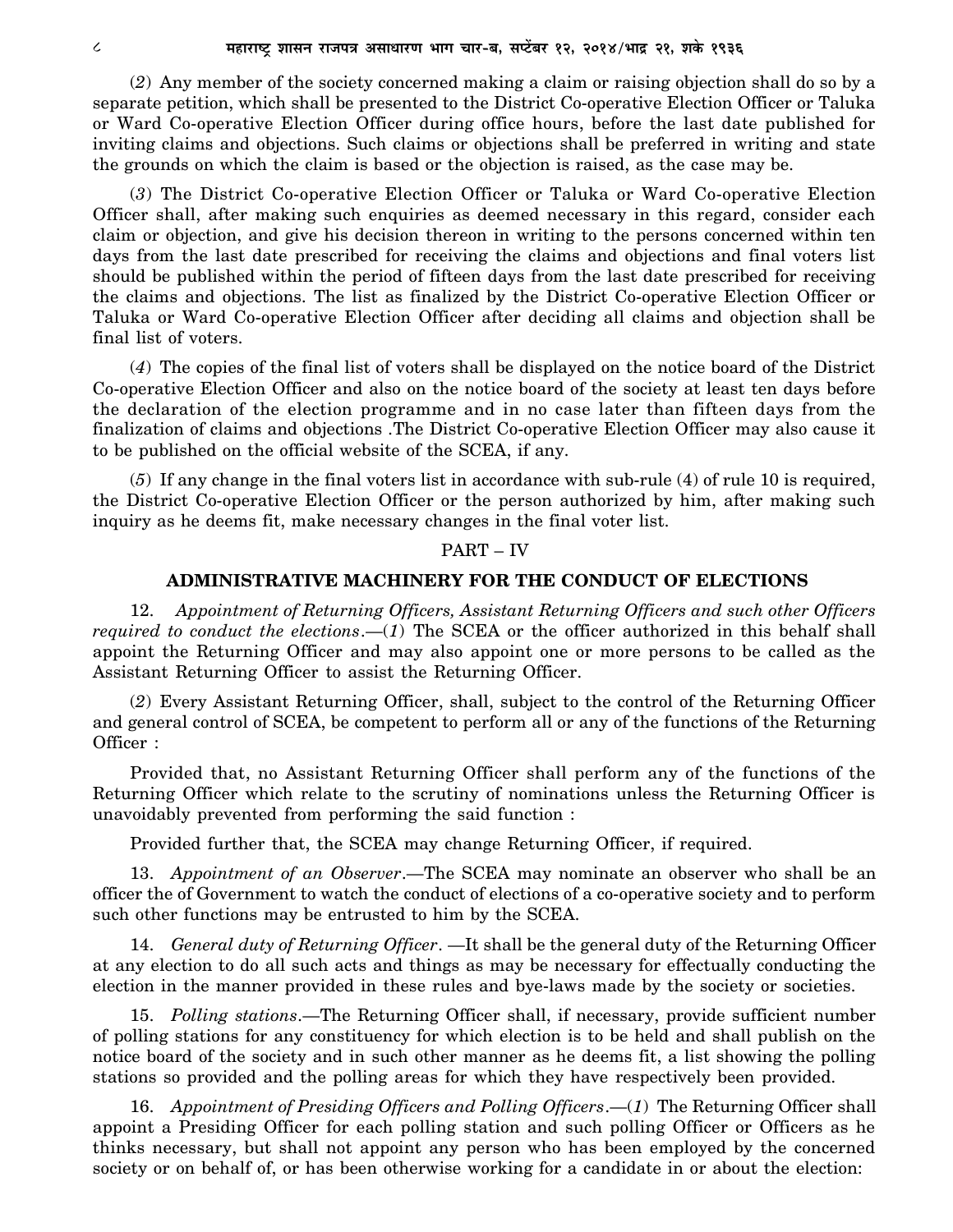(*2*) Any member of the society concerned making a claim or raising objection shall do so by a separate petition, which shall be presented to the District Co-operative Election Officer or Taluka or Ward Co-operative Election Officer during office hours, before the last date published for inviting claims and objections. Such claims or objections shall be preferred in writing and state the grounds on which the claim is based or the objection is raised, as the case may be.

(*3*) The District Co-operative Election Officer or Taluka or Ward Co-operative Election Officer shall, after making such enquiries as deemed necessary in this regard, consider each claim or objection, and give his decision thereon in writing to the persons concerned within ten days from the last date prescribed for receiving the claims and objections and final voters list should be published within the period of fifteen days from the last date prescribed for receiving the claims and objections. The list as finalized by the District Co-operative Election Officer or Taluka or Ward Co-operative Election Officer after deciding all claims and objection shall be final list of voters.

(*4*) The copies of the final list of voters shall be displayed on the notice board of the District Co-operative Election Officer and also on the notice board of the society at least ten days before the declaration of the election programme and in no case later than fifteen days from the finalization of claims and objections .The District Co-operative Election Officer may also cause it to be published on the official website of the SCEA, if any.

(*5*) If any change in the final voters list in accordance with sub-rule (4) of rule 10 is required, the District Co-operative Election Officer or the person authorized by him, after making such inquiry as he deems fit, make necessary changes in the final voter list.

## PART – IV

## ADMINISTRATIVE MACHINERY FOR THE CONDUCT OF ELECTIONS

12. *Appointment of Returning Officers, Assistant Returning Officers and such other Officers required to conduct the elections*.—(*1*) The SCEA or the officer authorized in this behalf shall appoint the Returning Officer and may also appoint one or more persons to be called as the Assistant Returning Officer to assist the Returning Officer.

(*2*) Every Assistant Returning Officer, shall, subject to the control of the Returning Officer and general control of SCEA, be competent to perform all or any of the functions of the Returning Officer :

Provided that, no Assistant Returning Officer shall perform any of the functions of the Returning Officer which relate to the scrutiny of nominations unless the Returning Officer is unavoidably prevented from performing the said function :

Provided further that, the SCEA may change Returning Officer, if required.

13. *Appointment of an Observer*.—The SCEA may nominate an observer who shall be an officer the of Government to watch the conduct of elections of a co-operative society and to perform such other functions may be entrusted to him by the SCEA.

14. *General duty of Returning Officer*. —It shall be the general duty of the Returning Officer at any election to do all such acts and things as may be necessary for effectually conducting the election in the manner provided in these rules and bye-laws made by the society or societies.

15. *Polling stations*.—The Returning Officer shall, if necessary, provide sufficient number of polling stations for any constituency for which election is to be held and shall publish on the notice board of the society and in such other manner as he deems fit, a list showing the polling stations so provided and the polling areas for which they have respectively been provided.

16. *Appointment of Presiding Officers and Polling Officers*.—(*1*) The Returning Officer shall appoint a Presiding Officer for each polling station and such polling Officer or Officers as he thinks necessary, but shall not appoint any person who has been employed by the concerned society or on behalf of, or has been otherwise working for a candidate in or about the election: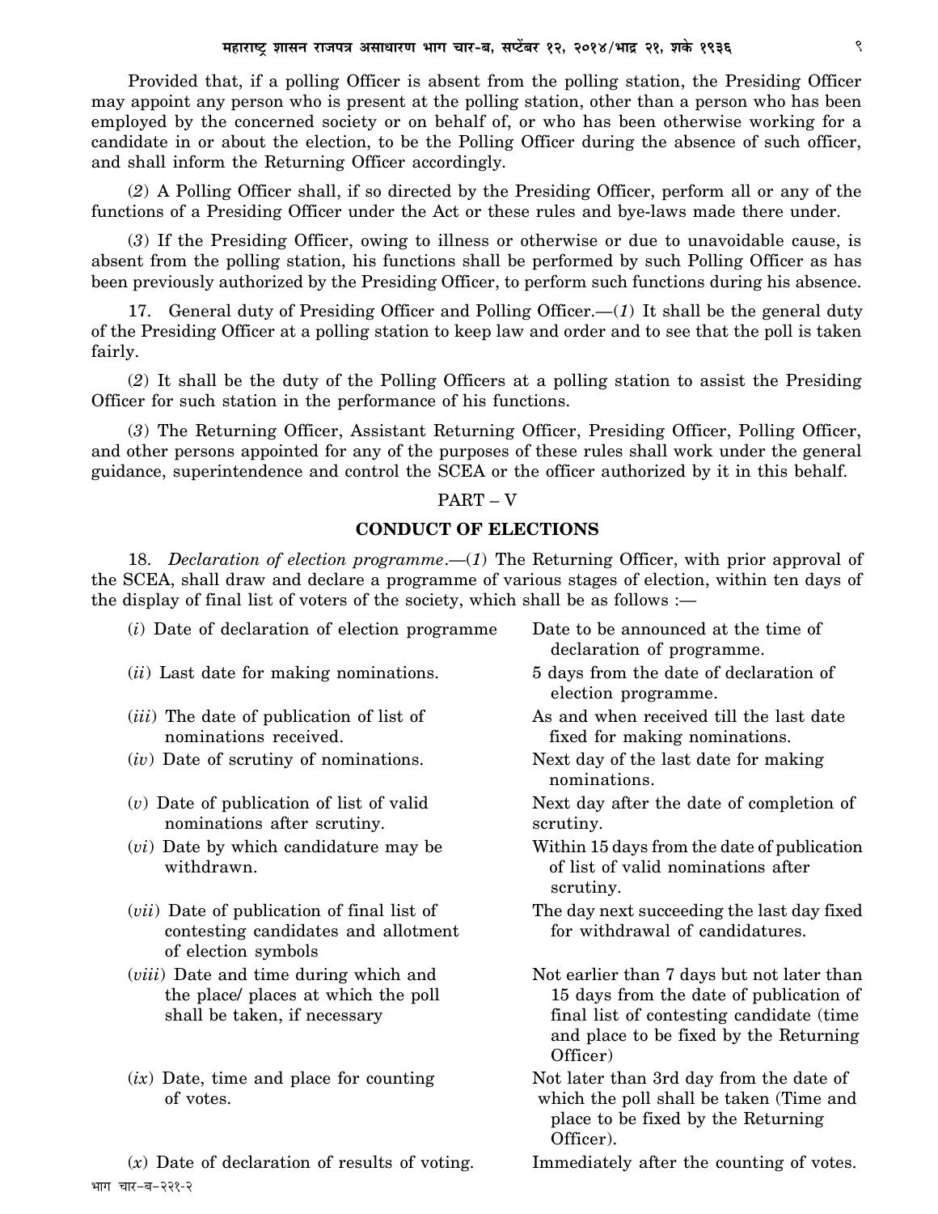Provided that, if a polling Officer is absent from the polling station, the Presiding Officer may appoint any person who is present at the polling station, other than a person who has been employed by the concerned society or on behalf of, or who has been otherwise working for a candidate in or about the election, to be the Polling Officer during the absence of such officer, and shall inform the Returning Officer accordingly.

(*2*) A Polling Officer shall, if so directed by the Presiding Officer, perform all or any of the functions of a Presiding Officer under the Act or these rules and bye-laws made there under.

(*3*) If the Presiding Officer, owing to illness or otherwise or due to unavoidable cause, is absent from the polling station, his functions shall be performed by such Polling Officer as has been previously authorized by the Presiding Officer, to perform such functions during his absence.

17. General duty of Presiding Officer and Polling Officer.—(*1*) It shall be the general duty of the Presiding Officer at a polling station to keep law and order and to see that the poll is taken fairly.

(*2*) It shall be the duty of the Polling Officers at a polling station to assist the Presiding Officer for such station in the performance of his functions.

(*3*) The Returning Officer, Assistant Returning Officer, Presiding Officer, Polling Officer, and other persons appointed for any of the purposes of these rules shall work under the general guidance, superintendence and control the SCEA or the officer authorized by it in this behalf.

## PART – V

## CONDUCT OF ELECTIONS

18. *Declaration of election programme*.—(*1*) The Returning Officer, with prior approval of the SCEA, shall draw and declare a programme of various stages of election, within ten days of the display of final list of voters of the society, which shall be as follows :—

| | |
|---|---|
| (*i*) Date of declaration of election programme | Date to be announced at the time of declaration of programme. |
| (*ii*) Last date for making nominations. | 5 days from the date of declaration of election programme. |
| (*iii*) The date of publication of list of nominations received. | As and when received till the last date fixed for making nominations. |
| (*iv*) Date of scrutiny of nominations. | Next day of the last date for making nominations. |
| (*v*) Date of publication of list of valid nominations after scrutiny. | Next day after the date of completion of scrutiny. |
| (*vi*) Date by which candidature may be withdrawn. | Within 15 days from the date of publication of list of valid nominations after scrutiny. |
| (*vii*) Date of publication of final list of contesting candidates and allotment of election symbols | The day next succeeding the last day fixed for withdrawal of candidatures. |
| (*viii*) Date and time during which and the place/ places at which the poll shall be taken, if necessary | Not earlier than 7 days but not later than 15 days from the date of publication of final list of contesting candidate (time and place to be fixed by the Returning Officer) |
| (*ix*) Date, time and place for counting of votes. | Not later than 3rd day from the date of which the poll shall be taken (Time and place to be fixed by the Returning Officer). |
| (*x*) Date of declaration of results of voting. | Immediately after the counting of votes. |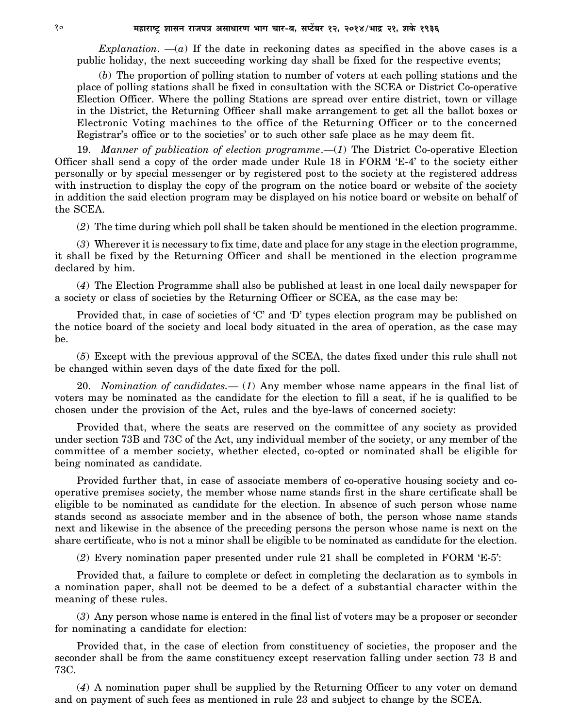*Explanation*. —(*a*) If the date in reckoning dates as specified in the above cases is a public holiday, the next succeeding working day shall be fixed for the respective events;

(*b*) The proportion of polling station to number of voters at each polling stations and the place of polling stations shall be fixed in consultation with the SCEA or District Co-operative Election Officer. Where the polling Stations are spread over entire district, town or village in the District, the Returning Officer shall make arrangement to get all the ballot boxes or Electronic Voting machines to the office of the Returning Officer or to the concerned Registrar's office or to the societies' or to such other safe place as he may deem fit.

19. *Manner of publication of election programme*.—(*1*) The District Co-operative Election Officer shall send a copy of the order made under Rule 18 in FORM 'E-4' to the society either personally or by special messenger or by registered post to the society at the registered address with instruction to display the copy of the program on the notice board or website of the society in addition the said election program may be displayed on his notice board or website on behalf of the SCEA.

(*2*) The time during which poll shall be taken should be mentioned in the election programme.

(*3*) Wherever it is necessary to fix time, date and place for any stage in the election programme, it shall be fixed by the Returning Officer and shall be mentioned in the election programme declared by him.

(*4*) The Election Programme shall also be published at least in one local daily newspaper for a society or class of societies by the Returning Officer or SCEA, as the case may be:

Provided that, in case of societies of 'C' and 'D' types election program may be published on the notice board of the society and local body situated in the area of operation, as the case may be.

(*5*) Except with the previous approval of the SCEA, the dates fixed under this rule shall not be changed within seven days of the date fixed for the poll.

20. *Nomination of candidates.*— (*1*) Any member whose name appears in the final list of voters may be nominated as the candidate for the election to fill a seat, if he is qualified to be chosen under the provision of the Act, rules and the bye-laws of concerned society:

Provided that, where the seats are reserved on the committee of any society as provided under section 73B and 73C of the Act, any individual member of the society, or any member of the committee of a member society, whether elected, co-opted or nominated shall be eligible for being nominated as candidate.

Provided further that, in case of associate members of co-operative housing society and co-operative premises society, the member whose name stands first in the share certificate shall be eligible to be nominated as candidate for the election. In absence of such person whose name stands second as associate member and in the absence of both, the person whose name stands next and likewise in the absence of the preceding persons the person whose name is next on the share certificate, who is not a minor shall be eligible to be nominated as candidate for the election.

(*2*) Every nomination paper presented under rule 21 shall be completed in FORM 'E-5':

Provided that, a failure to complete or defect in completing the declaration as to symbols in a nomination paper, shall not be deemed to be a defect of a substantial character within the meaning of these rules.

(*3*) Any person whose name is entered in the final list of voters may be a proposer or seconder for nominating a candidate for election:

Provided that, in the case of election from constituency of societies, the proposer and the seconder shall be from the same constituency except reservation falling under section 73 B and 73C.

(*4*) A nomination paper shall be supplied by the Returning Officer to any voter on demand and on payment of such fees as mentioned in rule 23 and subject to change by the SCEA.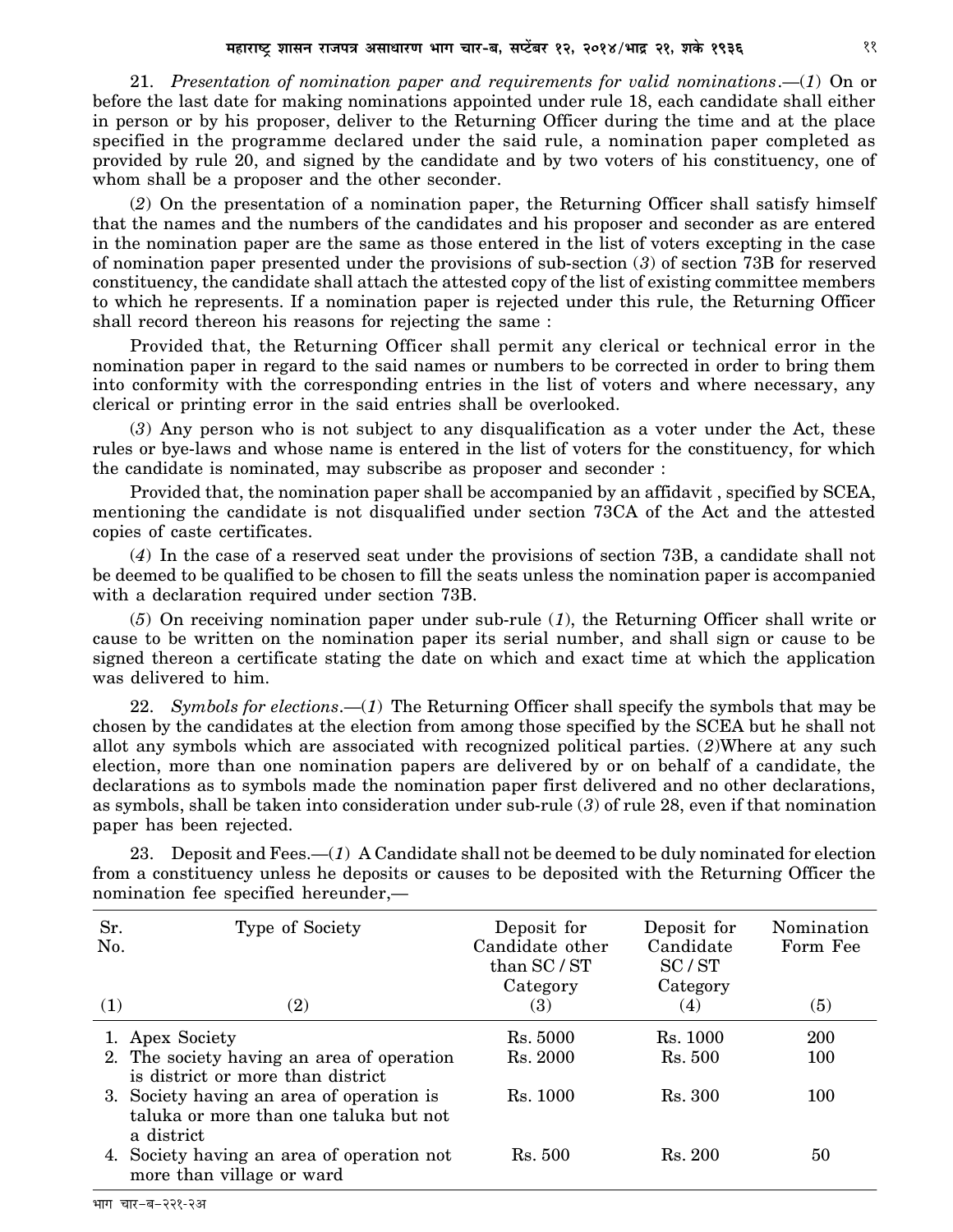21. *Presentation of nomination paper and requirements for valid nominations*.—(*1*) On or before the last date for making nominations appointed under rule 18, each candidate shall either in person or by his proposer, deliver to the Returning Officer during the time and at the place specified in the programme declared under the said rule, a nomination paper completed as provided by rule 20, and signed by the candidate and by two voters of his constituency, one of whom shall be a proposer and the other seconder.

(*2*) On the presentation of a nomination paper, the Returning Officer shall satisfy himself that the names and the numbers of the candidates and his proposer and seconder as are entered in the nomination paper are the same as those entered in the list of voters excepting in the case of nomination paper presented under the provisions of sub-section (*3*) of section 73B for reserved constituency, the candidate shall attach the attested copy of the list of existing committee members to which he represents. If a nomination paper is rejected under this rule, the Returning Officer shall record thereon his reasons for rejecting the same :

Provided that, the Returning Officer shall permit any clerical or technical error in the nomination paper in regard to the said names or numbers to be corrected in order to bring them into conformity with the corresponding entries in the list of voters and where necessary, any clerical or printing error in the said entries shall be overlooked.

(*3*) Any person who is not subject to any disqualification as a voter under the Act, these rules or bye-laws and whose name is entered in the list of voters for the constituency, for which the candidate is nominated, may subscribe as proposer and seconder :

Provided that, the nomination paper shall be accompanied by an affidavit , specified by SCEA, mentioning the candidate is not disqualified under section 73CA of the Act and the attested copies of caste certificates.

(*4*) In the case of a reserved seat under the provisions of section 73B, a candidate shall not be deemed to be qualified to be chosen to fill the seats unless the nomination paper is accompanied with a declaration required under section 73B.

(*5*) On receiving nomination paper under sub-rule (*1*), the Returning Officer shall write or cause to be written on the nomination paper its serial number, and shall sign or cause to be signed thereon a certificate stating the date on which and exact time at which the application was delivered to him.

22. *Symbols for elections*.—(*1*) The Returning Officer shall specify the symbols that may be chosen by the candidates at the election from among those specified by the SCEA but he shall not allot any symbols which are associated with recognized political parties. (*2*)Where at any such election, more than one nomination papers are delivered by or on behalf of a candidate, the declarations as to symbols made the nomination paper first delivered and no other declarations, as symbols, shall be taken into consideration under sub-rule (*3*) of rule 28, even if that nomination paper has been rejected.

23. Deposit and Fees.—(*1*) A Candidate shall not be deemed to be duly nominated for election from a constituency unless he deposits or causes to be deposited with the Returning Officer the nomination fee specified hereunder,—

| Sr. No. | Type of Society | Deposit for Candidate other than SC / ST Category | Deposit for Candidate SC / ST Category | Nomination Form Fee |
|---|---|---|---|---|
| (1) | (2) | (3) | (4) | (5) |
| 1. | Apex Society | Rs. 5000 | Rs. 1000 | 200 |
| 2. | The society having an area of operation is district or more than district | Rs. 2000 | Rs. 500 | 100 |
| 3. | Society having an area of operation is taluka or more than one taluka but not a district | Rs. 1000 | Rs. 300 | 100 |
| 4. | Society having an area of operation not more than village or ward | Rs. 500 | Rs. 200 | 50 |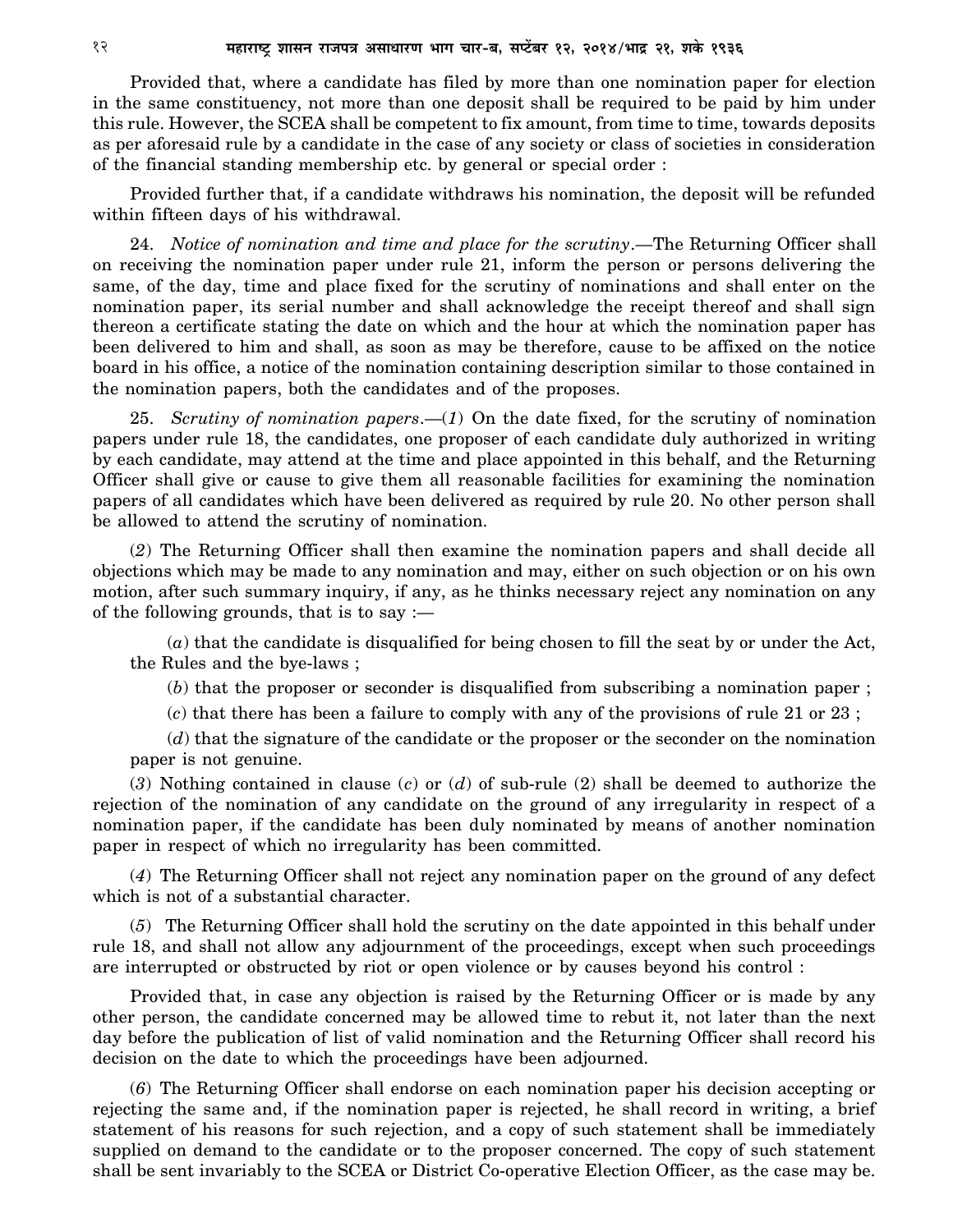Provided that, where a candidate has filed by more than one nomination paper for election in the same constituency, not more than one deposit shall be required to be paid by him under this rule. However, the SCEA shall be competent to fix amount, from time to time, towards deposits as per aforesaid rule by a candidate in the case of any society or class of societies in consideration of the financial standing membership etc. by general or special order :

Provided further that, if a candidate withdraws his nomination, the deposit will be refunded within fifteen days of his withdrawal.

24. *Notice of nomination and time and place for the scrutiny*.—The Returning Officer shall on receiving the nomination paper under rule 21, inform the person or persons delivering the same, of the day, time and place fixed for the scrutiny of nominations and shall enter on the nomination paper, its serial number and shall acknowledge the receipt thereof and shall sign thereon a certificate stating the date on which and the hour at which the nomination paper has been delivered to him and shall, as soon as may be therefore, cause to be affixed on the notice board in his office, a notice of the nomination containing description similar to those contained in the nomination papers, both the candidates and of the proposes.

25. *Scrutiny of nomination papers*.—(*1*) On the date fixed, for the scrutiny of nomination papers under rule 18, the candidates, one proposer of each candidate duly authorized in writing by each candidate, may attend at the time and place appointed in this behalf, and the Returning Officer shall give or cause to give them all reasonable facilities for examining the nomination papers of all candidates which have been delivered as required by rule 20. No other person shall be allowed to attend the scrutiny of nomination.

(*2*) The Returning Officer shall then examine the nomination papers and shall decide all objections which may be made to any nomination and may, either on such objection or on his own motion, after such summary inquiry, if any, as he thinks necessary reject any nomination on any of the following grounds, that is to say :—

(*a*) that the candidate is disqualified for being chosen to fill the seat by or under the Act, the Rules and the bye-laws ;

(*b*) that the proposer or seconder is disqualified from subscribing a nomination paper ;

(*c*) that there has been a failure to comply with any of the provisions of rule 21 or 23 ;

(*d*) that the signature of the candidate or the proposer or the seconder on the nomination paper is not genuine.

(*3*) Nothing contained in clause (*c*) or (*d*) of sub-rule (2) shall be deemed to authorize the rejection of the nomination of any candidate on the ground of any irregularity in respect of a nomination paper, if the candidate has been duly nominated by means of another nomination paper in respect of which no irregularity has been committed.

(*4*) The Returning Officer shall not reject any nomination paper on the ground of any defect which is not of a substantial character.

(*5*) The Returning Officer shall hold the scrutiny on the date appointed in this behalf under rule 18, and shall not allow any adjournment of the proceedings, except when such proceedings are interrupted or obstructed by riot or open violence or by causes beyond his control :

Provided that, in case any objection is raised by the Returning Officer or is made by any other person, the candidate concerned may be allowed time to rebut it, not later than the next day before the publication of list of valid nomination and the Returning Officer shall record his decision on the date to which the proceedings have been adjourned.

(*6*) The Returning Officer shall endorse on each nomination paper his decision accepting or rejecting the same and, if the nomination paper is rejected, he shall record in writing, a brief statement of his reasons for such rejection, and a copy of such statement shall be immediately supplied on demand to the candidate or to the proposer concerned. The copy of such statement shall be sent invariably to the SCEA or District Co-operative Election Officer, as the case may be.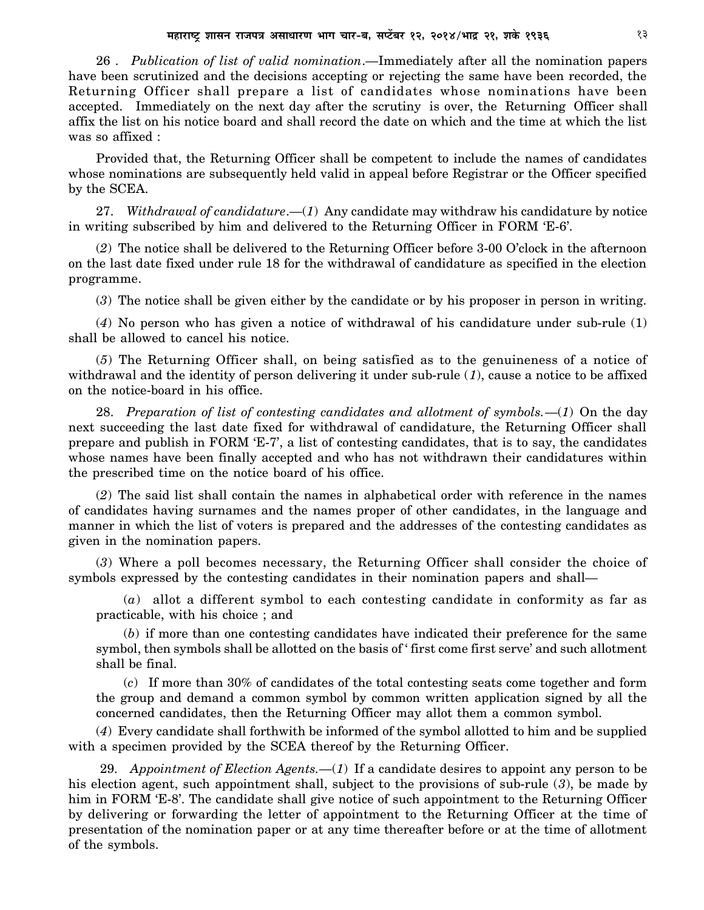26 . *Publication of list of valid nomination*.—Immediately after all the nomination papers have been scrutinized and the decisions accepting or rejecting the same have been recorded, the Returning Officer shall prepare a list of candidates whose nominations have been accepted. Immediately on the next day after the scrutiny is over, the Returning Officer shall affix the list on his notice board and shall record the date on which and the time at which the list was so affixed :

Provided that, the Returning Officer shall be competent to include the names of candidates whose nominations are subsequently held valid in appeal before Registrar or the Officer specified by the SCEA.

27. *Withdrawal of candidature*.—(*1*) Any candidate may withdraw his candidature by notice in writing subscribed by him and delivered to the Returning Officer in FORM 'E-6'.

(*2*) The notice shall be delivered to the Returning Officer before 3-00 O'clock in the afternoon on the last date fixed under rule 18 for the withdrawal of candidature as specified in the election programme.

(*3*) The notice shall be given either by the candidate or by his proposer in person in writing.

(*4*) No person who has given a notice of withdrawal of his candidature under sub-rule (1) shall be allowed to cancel his notice.

(*5*) The Returning Officer shall, on being satisfied as to the genuineness of a notice of withdrawal and the identity of person delivering it under sub-rule (*1*), cause a notice to be affixed on the notice-board in his office.

28. *Preparation of list of contesting candidates and allotment of symbols.*—(*1*) On the day next succeeding the last date fixed for withdrawal of candidature, the Returning Officer shall prepare and publish in FORM 'E-7', a list of contesting candidates, that is to say, the candidates whose names have been finally accepted and who has not withdrawn their candidatures within the prescribed time on the notice board of his office.

(*2*) The said list shall contain the names in alphabetical order with reference in the names of candidates having surnames and the names proper of other candidates, in the language and manner in which the list of voters is prepared and the addresses of the contesting candidates as given in the nomination papers.

(*3*) Where a poll becomes necessary, the Returning Officer shall consider the choice of symbols expressed by the contesting candidates in their nomination papers and shall—

(*a*) allot a different symbol to each contesting candidate in conformity as far as practicable, with his choice ; and

(*b*) if more than one contesting candidates have indicated their preference for the same symbol, then symbols shall be allotted on the basis of ' first come first serve' and such allotment shall be final.

(*c*) If more than 30% of candidates of the total contesting seats come together and form the group and demand a common symbol by common written application signed by all the concerned candidates, then the Returning Officer may allot them a common symbol.

(*4*) Every candidate shall forthwith be informed of the symbol allotted to him and be supplied with a specimen provided by the SCEA thereof by the Returning Officer.

29. *Appointment of Election Agents.*—(*1*) If a candidate desires to appoint any person to be his election agent, such appointment shall, subject to the provisions of sub-rule (*3*), be made by him in FORM 'E-8'. The candidate shall give notice of such appointment to the Returning Officer by delivering or forwarding the letter of appointment to the Returning Officer at the time of presentation of the nomination paper or at any time thereafter before or at the time of allotment of the symbols.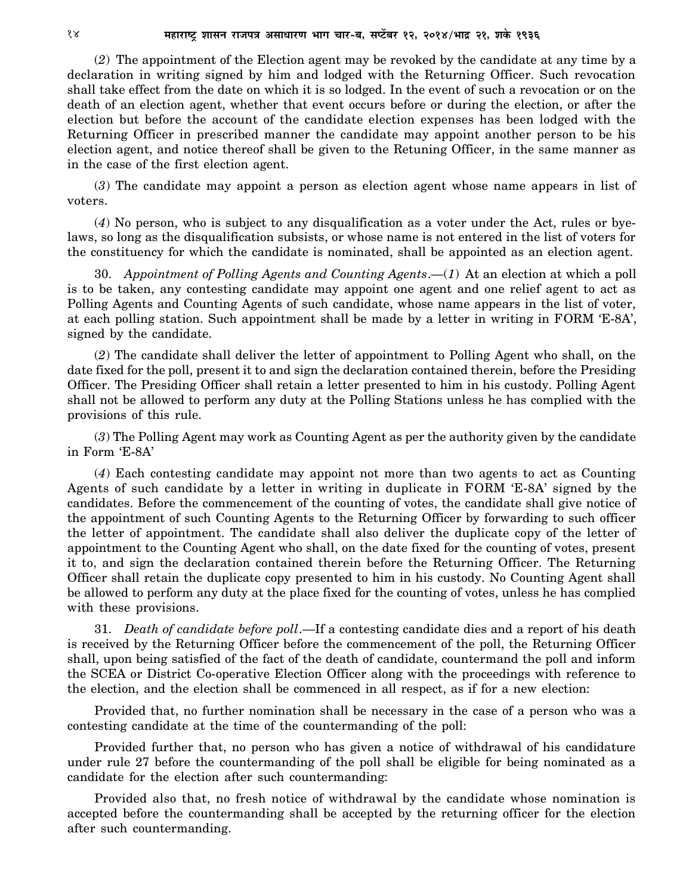(*2*) The appointment of the Election agent may be revoked by the candidate at any time by a declaration in writing signed by him and lodged with the Returning Officer. Such revocation shall take effect from the date on which it is so lodged. In the event of such a revocation or on the death of an election agent, whether that event occurs before or during the election, or after the election but before the account of the candidate election expenses has been lodged with the Returning Officer in prescribed manner the candidate may appoint another person to be his election agent, and notice thereof shall be given to the Retuning Officer, in the same manner as in the case of the first election agent.

(*3*) The candidate may appoint a person as election agent whose name appears in list of voters.

(*4*) No person, who is subject to any disqualification as a voter under the Act, rules or bye-laws, so long as the disqualification subsists, or whose name is not entered in the list of voters for the constituency for which the candidate is nominated, shall be appointed as an election agent.

30. *Appointment of Polling Agents and Counting Agents*.—(*1*) At an election at which a poll is to be taken, any contesting candidate may appoint one agent and one relief agent to act as Polling Agents and Counting Agents of such candidate, whose name appears in the list of voter, at each polling station. Such appointment shall be made by a letter in writing in FORM 'E-8A', signed by the candidate.

(*2*) The candidate shall deliver the letter of appointment to Polling Agent who shall, on the date fixed for the poll, present it to and sign the declaration contained therein, before the Presiding Officer. The Presiding Officer shall retain a letter presented to him in his custody. Polling Agent shall not be allowed to perform any duty at the Polling Stations unless he has complied with the provisions of this rule.

(*3*) The Polling Agent may work as Counting Agent as per the authority given by the candidate in Form 'E-8A'

(*4*) Each contesting candidate may appoint not more than two agents to act as Counting Agents of such candidate by a letter in writing in duplicate in FORM 'E-8A' signed by the candidates. Before the commencement of the counting of votes, the candidate shall give notice of the appointment of such Counting Agents to the Returning Officer by forwarding to such officer the letter of appointment. The candidate shall also deliver the duplicate copy of the letter of appointment to the Counting Agent who shall, on the date fixed for the counting of votes, present it to, and sign the declaration contained therein before the Returning Officer. The Returning Officer shall retain the duplicate copy presented to him in his custody. No Counting Agent shall be allowed to perform any duty at the place fixed for the counting of votes, unless he has complied with these provisions.

31. *Death of candidate before poll*.—If a contesting candidate dies and a report of his death is received by the Returning Officer before the commencement of the poll, the Returning Officer shall, upon being satisfied of the fact of the death of candidate, countermand the poll and inform the SCEA or District Co-operative Election Officer along with the proceedings with reference to the election, and the election shall be commenced in all respect, as if for a new election:

Provided that, no further nomination shall be necessary in the case of a person who was a contesting candidate at the time of the countermanding of the poll:

Provided further that, no person who has given a notice of withdrawal of his candidature under rule 27 before the countermanding of the poll shall be eligible for being nominated as a candidate for the election after such countermanding:

Provided also that, no fresh notice of withdrawal by the candidate whose nomination is accepted before the countermanding shall be accepted by the returning officer for the election after such countermanding.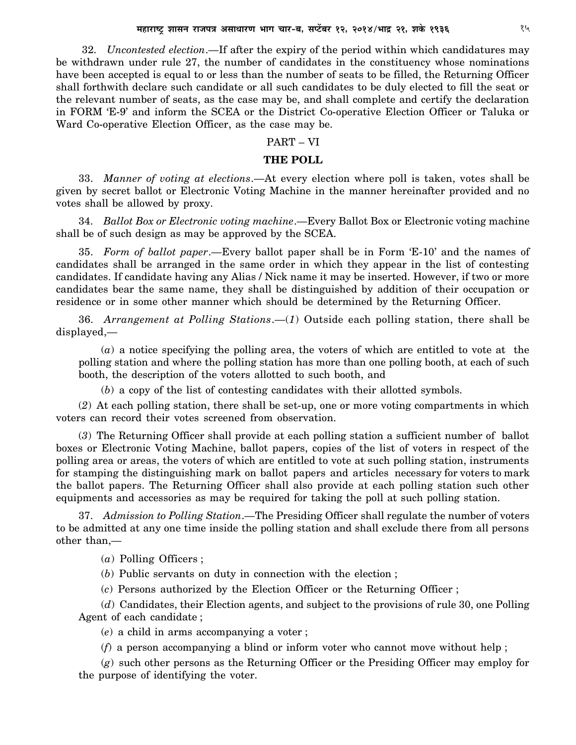32. *Uncontested election*.—If after the expiry of the period within which candidatures may be withdrawn under rule 27, the number of candidates in the constituency whose nominations have been accepted is equal to or less than the number of seats to be filled, the Returning Officer shall forthwith declare such candidate or all such candidates to be duly elected to fill the seat or the relevant number of seats, as the case may be, and shall complete and certify the declaration in FORM 'E-9' and inform the SCEA or the District Co-operative Election Officer or Taluka or Ward Co-operative Election Officer, as the case may be.

## PART – VI

## THE POLL

33. *Manner of voting at elections*.—At every election where poll is taken, votes shall be given by secret ballot or Electronic Voting Machine in the manner hereinafter provided and no votes shall be allowed by proxy.

34. *Ballot Box or Electronic voting machine*.—Every Ballot Box or Electronic voting machine shall be of such design as may be approved by the SCEA.

35. *Form of ballot paper*.—Every ballot paper shall be in Form 'E-10' and the names of candidates shall be arranged in the same order in which they appear in the list of contesting candidates. If candidate having any Alias / Nick name it may be inserted. However, if two or more candidates bear the same name, they shall be distinguished by addition of their occupation or residence or in some other manner which should be determined by the Returning Officer.

36. *Arrangement at Polling Stations*.—(*1*) Outside each polling station, there shall be displayed,—

(*a*) a notice specifying the polling area, the voters of which are entitled to vote at the polling station and where the polling station has more than one polling booth, at each of such booth, the description of the voters allotted to such booth, and

(*b*) a copy of the list of contesting candidates with their allotted symbols.

(*2*) At each polling station, there shall be set-up, one or more voting compartments in which voters can record their votes screened from observation.

(*3*) The Returning Officer shall provide at each polling station a sufficient number of ballot boxes or Electronic Voting Machine, ballot papers, copies of the list of voters in respect of the polling area or areas, the voters of which are entitled to vote at such polling station, instruments for stamping the distinguishing mark on ballot papers and articles necessary for voters to mark the ballot papers. The Returning Officer shall also provide at each polling station such other equipments and accessories as may be required for taking the poll at such polling station.

37. *Admission to Polling Station*.—The Presiding Officer shall regulate the number of voters to be admitted at any one time inside the polling station and shall exclude there from all persons other than,—

(*a*) Polling Officers ;

(*b*) Public servants on duty in connection with the election ;

(*c*) Persons authorized by the Election Officer or the Returning Officer ;

(*d*) Candidates, their Election agents, and subject to the provisions of rule 30, one Polling Agent of each candidate ;

(*e*) a child in arms accompanying a voter ;

(*f*) a person accompanying a blind or inform voter who cannot move without help ;

(*g*) such other persons as the Returning Officer or the Presiding Officer may employ for the purpose of identifying the voter.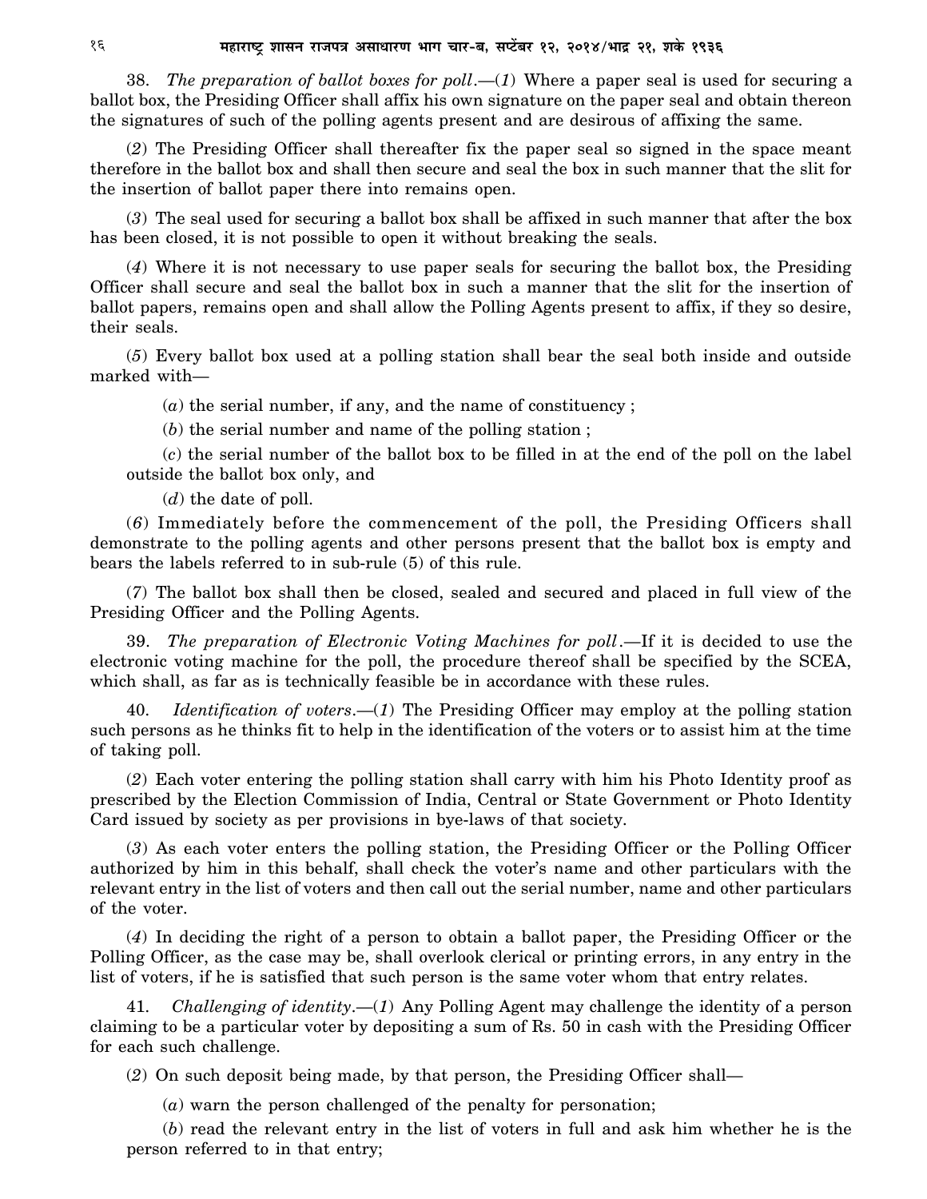38. *The preparation of ballot boxes for poll*.—(*1*) Where a paper seal is used for securing a ballot box, the Presiding Officer shall affix his own signature on the paper seal and obtain thereon the signatures of such of the polling agents present and are desirous of affixing the same.

(*2*) The Presiding Officer shall thereafter fix the paper seal so signed in the space meant therefore in the ballot box and shall then secure and seal the box in such manner that the slit for the insertion of ballot paper there into remains open.

(*3*) The seal used for securing a ballot box shall be affixed in such manner that after the box has been closed, it is not possible to open it without breaking the seals.

(*4*) Where it is not necessary to use paper seals for securing the ballot box, the Presiding Officer shall secure and seal the ballot box in such a manner that the slit for the insertion of ballot papers, remains open and shall allow the Polling Agents present to affix, if they so desire, their seals.

(*5*) Every ballot box used at a polling station shall bear the seal both inside and outside marked with—

(*a*) the serial number, if any, and the name of constituency ;

(*b*) the serial number and name of the polling station ;

(*c*) the serial number of the ballot box to be filled in at the end of the poll on the label outside the ballot box only, and

(*d*) the date of poll.

(*6*) Immediately before the commencement of the poll, the Presiding Officers shall demonstrate to the polling agents and other persons present that the ballot box is empty and bears the labels referred to in sub-rule (5) of this rule.

(*7*) The ballot box shall then be closed, sealed and secured and placed in full view of the Presiding Officer and the Polling Agents.

39. *The preparation of Electronic Voting Machines for poll*.—If it is decided to use the electronic voting machine for the poll, the procedure thereof shall be specified by the SCEA, which shall, as far as is technically feasible be in accordance with these rules.

40. *Identification of voters*.—(*1*) The Presiding Officer may employ at the polling station such persons as he thinks fit to help in the identification of the voters or to assist him at the time of taking poll.

(*2*) Each voter entering the polling station shall carry with him his Photo Identity proof as prescribed by the Election Commission of India, Central or State Government or Photo Identity Card issued by society as per provisions in bye-laws of that society.

(*3*) As each voter enters the polling station, the Presiding Officer or the Polling Officer authorized by him in this behalf, shall check the voter's name and other particulars with the relevant entry in the list of voters and then call out the serial number, name and other particulars of the voter.

(*4*) In deciding the right of a person to obtain a ballot paper, the Presiding Officer or the Polling Officer, as the case may be, shall overlook clerical or printing errors, in any entry in the list of voters, if he is satisfied that such person is the same voter whom that entry relates.

41. *Challenging of identity*.—(*1*) Any Polling Agent may challenge the identity of a person claiming to be a particular voter by depositing a sum of Rs. 50 in cash with the Presiding Officer for each such challenge.

(*2*) On such deposit being made, by that person, the Presiding Officer shall—

(*a*) warn the person challenged of the penalty for personation;

(*b*) read the relevant entry in the list of voters in full and ask him whether he is the person referred to in that entry;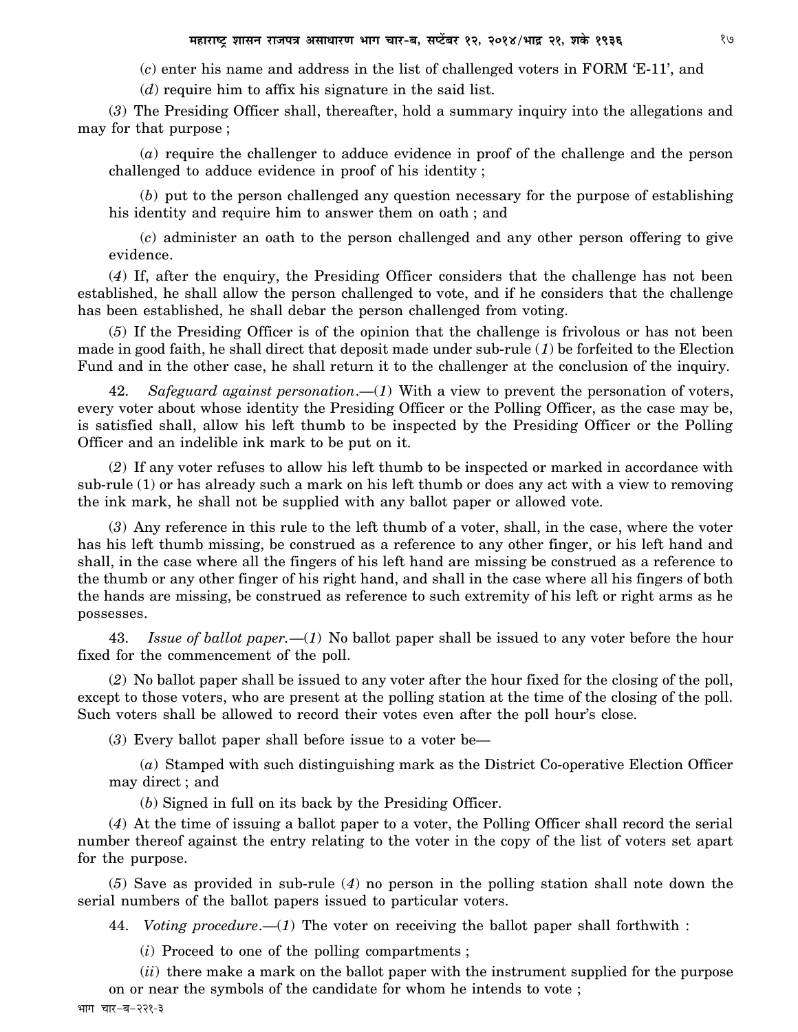(*c*) enter his name and address in the list of challenged voters in FORM 'E-11', and

(*d*) require him to affix his signature in the said list.

(*3*) The Presiding Officer shall, thereafter, hold a summary inquiry into the allegations and may for that purpose ;

(*a*) require the challenger to adduce evidence in proof of the challenge and the person challenged to adduce evidence in proof of his identity ;

(*b*) put to the person challenged any question necessary for the purpose of establishing his identity and require him to answer them on oath ; and

(*c*) administer an oath to the person challenged and any other person offering to give evidence.

(*4*) If, after the enquiry, the Presiding Officer considers that the challenge has not been established, he shall allow the person challenged to vote, and if he considers that the challenge has been established, he shall debar the person challenged from voting.

(*5*) If the Presiding Officer is of the opinion that the challenge is frivolous or has not been made in good faith, he shall direct that deposit made under sub-rule (*1*) be forfeited to the Election Fund and in the other case, he shall return it to the challenger at the conclusion of the inquiry.

42. *Safeguard against personation*.—(*1*) With a view to prevent the personation of voters, every voter about whose identity the Presiding Officer or the Polling Officer, as the case may be, is satisfied shall, allow his left thumb to be inspected by the Presiding Officer or the Polling Officer and an indelible ink mark to be put on it.

(*2*) If any voter refuses to allow his left thumb to be inspected or marked in accordance with sub-rule (1) or has already such a mark on his left thumb or does any act with a view to removing the ink mark, he shall not be supplied with any ballot paper or allowed vote.

(*3*) Any reference in this rule to the left thumb of a voter, shall, in the case, where the voter has his left thumb missing, be construed as a reference to any other finger, or his left hand and shall, in the case where all the fingers of his left hand are missing be construed as a reference to the thumb or any other finger of his right hand, and shall in the case where all his fingers of both the hands are missing, be construed as reference to such extremity of his left or right arms as he possesses.

43. *Issue of ballot paper*.—(*1*) No ballot paper shall be issued to any voter before the hour fixed for the commencement of the poll.

(*2*) No ballot paper shall be issued to any voter after the hour fixed for the closing of the poll, except to those voters, who are present at the polling station at the time of the closing of the poll. Such voters shall be allowed to record their votes even after the poll hour's close.

(*3*) Every ballot paper shall before issue to a voter be—

(*a*) Stamped with such distinguishing mark as the District Co-operative Election Officer may direct ; and

(*b*) Signed in full on its back by the Presiding Officer.

(*4*) At the time of issuing a ballot paper to a voter, the Polling Officer shall record the serial number thereof against the entry relating to the voter in the copy of the list of voters set apart for the purpose.

(*5*) Save as provided in sub-rule (*4*) no person in the polling station shall note down the serial numbers of the ballot papers issued to particular voters.

44. *Voting procedure*.—(*1*) The voter on receiving the ballot paper shall forthwith :

(*i*) Proceed to one of the polling compartments ;

(*ii*) there make a mark on the ballot paper with the instrument supplied for the purpose on or near the symbols of the candidate for whom he intends to vote ;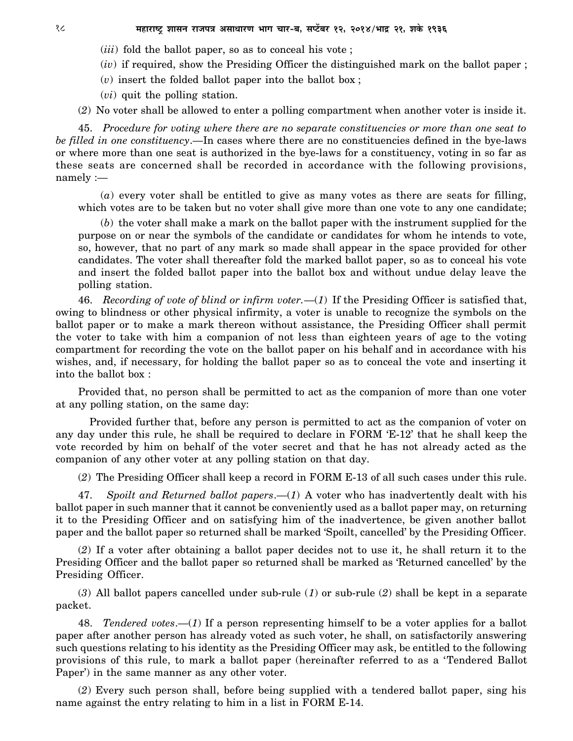(*iii*) fold the ballot paper, so as to conceal his vote ;

(*iv*) if required, show the Presiding Officer the distinguished mark on the ballot paper ;

(*v*) insert the folded ballot paper into the ballot box ;

(*vi*) quit the polling station.

(*2*) No voter shall be allowed to enter a polling compartment when another voter is inside it.

45. *Procedure for voting where there are no separate constituencies or more than one seat to be filled in one constituency*.—In cases where there are no constituencies defined in the bye-laws or where more than one seat is authorized in the bye-laws for a constituency, voting in so far as these seats are concerned shall be recorded in accordance with the following provisions, namely :—

(*a*) every voter shall be entitled to give as many votes as there are seats for filling, which votes are to be taken but no voter shall give more than one vote to any one candidate;

(*b*) the voter shall make a mark on the ballot paper with the instrument supplied for the purpose on or near the symbols of the candidate or candidates for whom he intends to vote, so, however, that no part of any mark so made shall appear in the space provided for other candidates. The voter shall thereafter fold the marked ballot paper, so as to conceal his vote and insert the folded ballot paper into the ballot box and without undue delay leave the polling station.

46. *Recording of vote of blind or infirm voter*.—(*1*) If the Presiding Officer is satisfied that, owing to blindness or other physical infirmity, a voter is unable to recognize the symbols on the ballot paper or to make a mark thereon without assistance, the Presiding Officer shall permit the voter to take with him a companion of not less than eighteen years of age to the voting compartment for recording the vote on the ballot paper on his behalf and in accordance with his wishes, and, if necessary, for holding the ballot paper so as to conceal the vote and inserting it into the ballot box :

Provided that, no person shall be permitted to act as the companion of more than one voter at any polling station, on the same day:

Provided further that, before any person is permitted to act as the companion of voter on any day under this rule, he shall be required to declare in FORM 'E-12' that he shall keep the vote recorded by him on behalf of the voter secret and that he has not already acted as the companion of any other voter at any polling station on that day.

(*2*) The Presiding Officer shall keep a record in FORM E-13 of all such cases under this rule.

47. *Spoilt and Returned ballot papers*.—(*1*) A voter who has inadvertently dealt with his ballot paper in such manner that it cannot be conveniently used as a ballot paper may, on returning it to the Presiding Officer and on satisfying him of the inadvertence, be given another ballot paper and the ballot paper so returned shall be marked 'Spoilt, cancelled' by the Presiding Officer.

(*2*) If a voter after obtaining a ballot paper decides not to use it, he shall return it to the Presiding Officer and the ballot paper so returned shall be marked as 'Returned cancelled' by the Presiding Officer.

(*3*) All ballot papers cancelled under sub-rule (*1*) or sub-rule (*2*) shall be kept in a separate packet.

48. *Tendered votes*.—(*1*) If a person representing himself to be a voter applies for a ballot paper after another person has already voted as such voter, he shall, on satisfactorily answering such questions relating to his identity as the Presiding Officer may ask, be entitled to the following provisions of this rule, to mark a ballot paper (hereinafter referred to as a 'Tendered Ballot Paper') in the same manner as any other voter.

(*2*) Every such person shall, before being supplied with a tendered ballot paper, sing his name against the entry relating to him in a list in FORM E-14.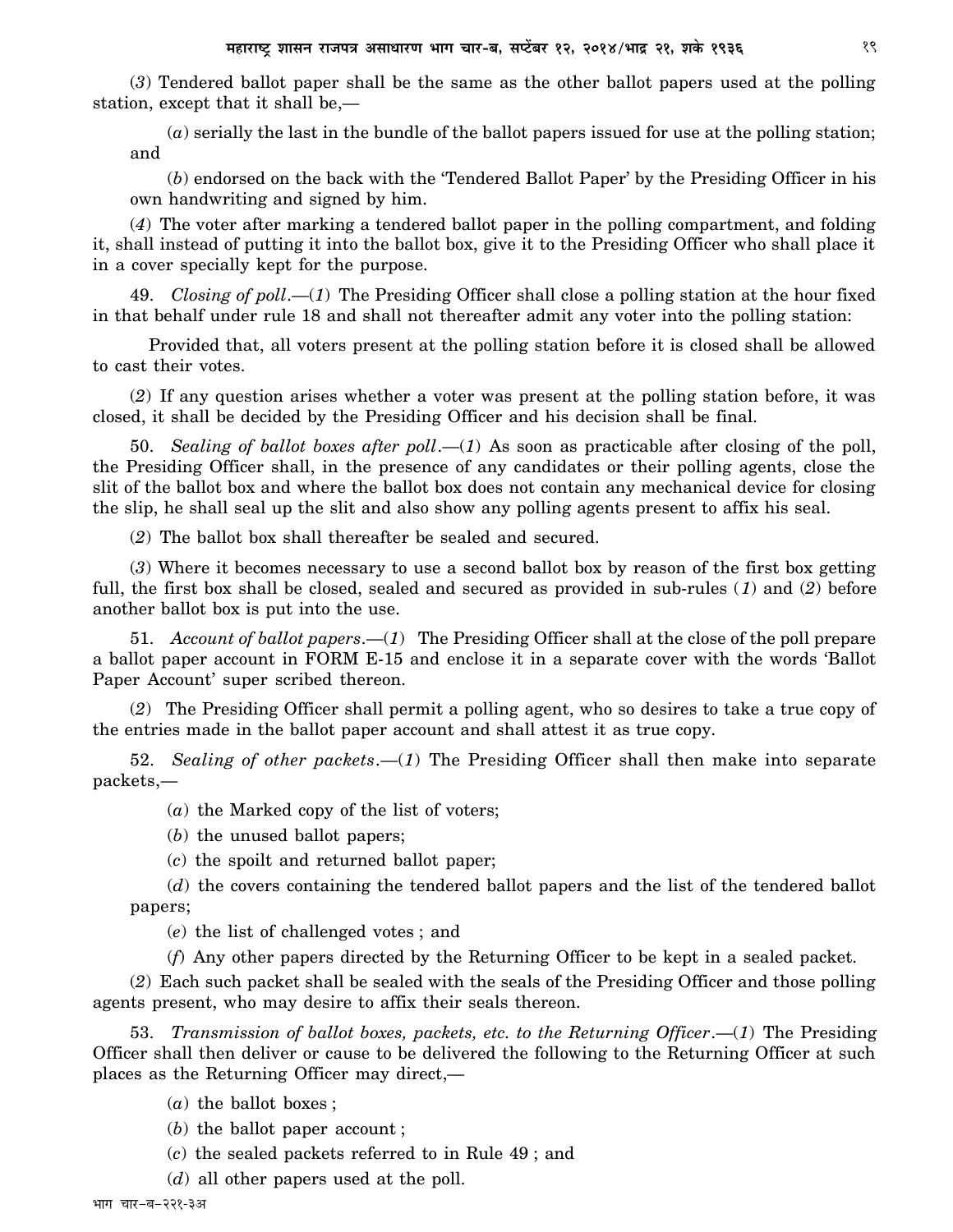(*3*) Tendered ballot paper shall be the same as the other ballot papers used at the polling station, except that it shall be,—

(*a*) serially the last in the bundle of the ballot papers issued for use at the polling station; and

(*b*) endorsed on the back with the 'Tendered Ballot Paper' by the Presiding Officer in his own handwriting and signed by him.

(*4*) The voter after marking a tendered ballot paper in the polling compartment, and folding it, shall instead of putting it into the ballot box, give it to the Presiding Officer who shall place it in a cover specially kept for the purpose.

49. *Closing of poll*.—(*1*) The Presiding Officer shall close a polling station at the hour fixed in that behalf under rule 18 and shall not thereafter admit any voter into the polling station:

Provided that, all voters present at the polling station before it is closed shall be allowed to cast their votes.

(*2*) If any question arises whether a voter was present at the polling station before, it was closed, it shall be decided by the Presiding Officer and his decision shall be final.

50. *Sealing of ballot boxes after poll*.—(*1*) As soon as practicable after closing of the poll, the Presiding Officer shall, in the presence of any candidates or their polling agents, close the slit of the ballot box and where the ballot box does not contain any mechanical device for closing the slip, he shall seal up the slit and also show any polling agents present to affix his seal.

(*2*) The ballot box shall thereafter be sealed and secured.

(*3*) Where it becomes necessary to use a second ballot box by reason of the first box getting full, the first box shall be closed, sealed and secured as provided in sub-rules (*1*) and (*2*) before another ballot box is put into the use.

51. *Account of ballot papers*.—(*1*) The Presiding Officer shall at the close of the poll prepare a ballot paper account in FORM E-15 and enclose it in a separate cover with the words 'Ballot Paper Account' super scribed thereon.

(*2*) The Presiding Officer shall permit a polling agent, who so desires to take a true copy of the entries made in the ballot paper account and shall attest it as true copy.

52. *Sealing of other packets*.—(*1*) The Presiding Officer shall then make into separate packets,—

(*a*) the Marked copy of the list of voters;

(*b*) the unused ballot papers;

(*c*) the spoilt and returned ballot paper;

(*d*) the covers containing the tendered ballot papers and the list of the tendered ballot papers;

(*e*) the list of challenged votes ; and

(*f*) Any other papers directed by the Returning Officer to be kept in a sealed packet.

(*2*) Each such packet shall be sealed with the seals of the Presiding Officer and those polling agents present, who may desire to affix their seals thereon.

53. *Transmission of ballot boxes, packets, etc. to the Returning Officer*.—(*1*) The Presiding Officer shall then deliver or cause to be delivered the following to the Returning Officer at such places as the Returning Officer may direct,—

(*a*) the ballot boxes ;

(*b*) the ballot paper account ;

(*c*) the sealed packets referred to in Rule 49 ; and

(*d*) all other papers used at the poll.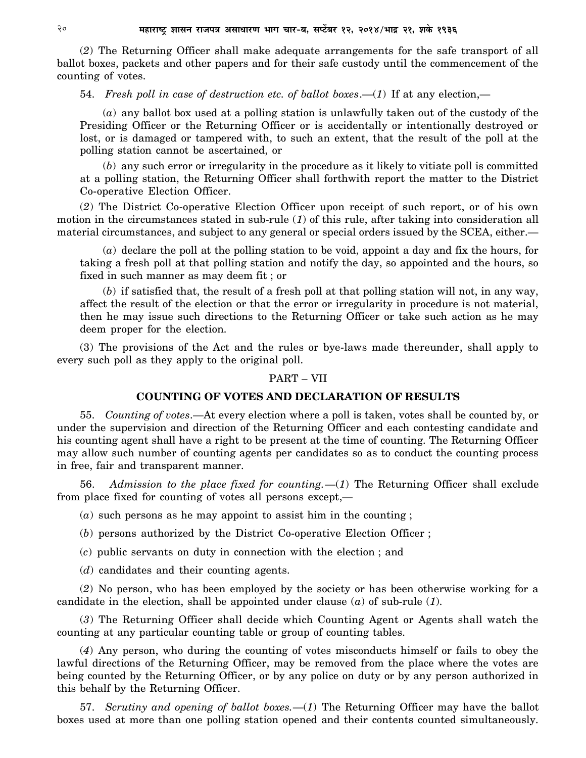(2) The Returning Officer shall make adequate arrangements for the safe transport of all ballot boxes, packets and other papers and for their safe custody until the commencement of the counting of votes.

54. *Fresh poll in case of destruction etc. of ballot boxes*.—(*1*) If at any election,—

(*a*) any ballot box used at a polling station is unlawfully taken out of the custody of the Presiding Officer or the Returning Officer or is accidentally or intentionally destroyed or lost, or is damaged or tampered with, to such an extent, that the result of the poll at the polling station cannot be ascertained, or

(*b*) any such error or irregularity in the procedure as it likely to vitiate poll is committed at a polling station, the Returning Officer shall forthwith report the matter to the District Co-operative Election Officer.

(*2*) The District Co-operative Election Officer upon receipt of such report, or of his own motion in the circumstances stated in sub-rule (*1*) of this rule, after taking into consideration all material circumstances, and subject to any general or special orders issued by the SCEA, either.—

(*a*) declare the poll at the polling station to be void, appoint a day and fix the hours, for taking a fresh poll at that polling station and notify the day, so appointed and the hours, so fixed in such manner as may deem fit ; or

(*b*) if satisfied that, the result of a fresh poll at that polling station will not, in any way, affect the result of the election or that the error or irregularity in procedure is not material, then he may issue such directions to the Returning Officer or take such action as he may deem proper for the election.

(3) The provisions of the Act and the rules or bye-laws made thereunder, shall apply to every such poll as they apply to the original poll.

## PART – VII

## COUNTING OF VOTES AND DECLARATION OF RESULTS

55. *Counting of votes*.—At every election where a poll is taken, votes shall be counted by, or under the supervision and direction of the Returning Officer and each contesting candidate and his counting agent shall have a right to be present at the time of counting. The Returning Officer may allow such number of counting agents per candidates so as to conduct the counting process in free, fair and transparent manner.

56. *Admission to the place fixed for counting.*—(*1*) The Returning Officer shall exclude from place fixed for counting of votes all persons except,—

(*a*) such persons as he may appoint to assist him in the counting ;

(*b*) persons authorized by the District Co-operative Election Officer ;

(*c*) public servants on duty in connection with the election ; and

(*d*) candidates and their counting agents.

(*2*) No person, who has been employed by the society or has been otherwise working for a candidate in the election, shall be appointed under clause (*a*) of sub-rule (*1*).

(*3*) The Returning Officer shall decide which Counting Agent or Agents shall watch the counting at any particular counting table or group of counting tables.

(*4*) Any person, who during the counting of votes misconducts himself or fails to obey the lawful directions of the Returning Officer, may be removed from the place where the votes are being counted by the Returning Officer, or by any police on duty or by any person authorized in this behalf by the Returning Officer.

57. *Scrutiny and opening of ballot boxes.*—(*1*) The Returning Officer may have the ballot boxes used at more than one polling station opened and their contents counted simultaneously.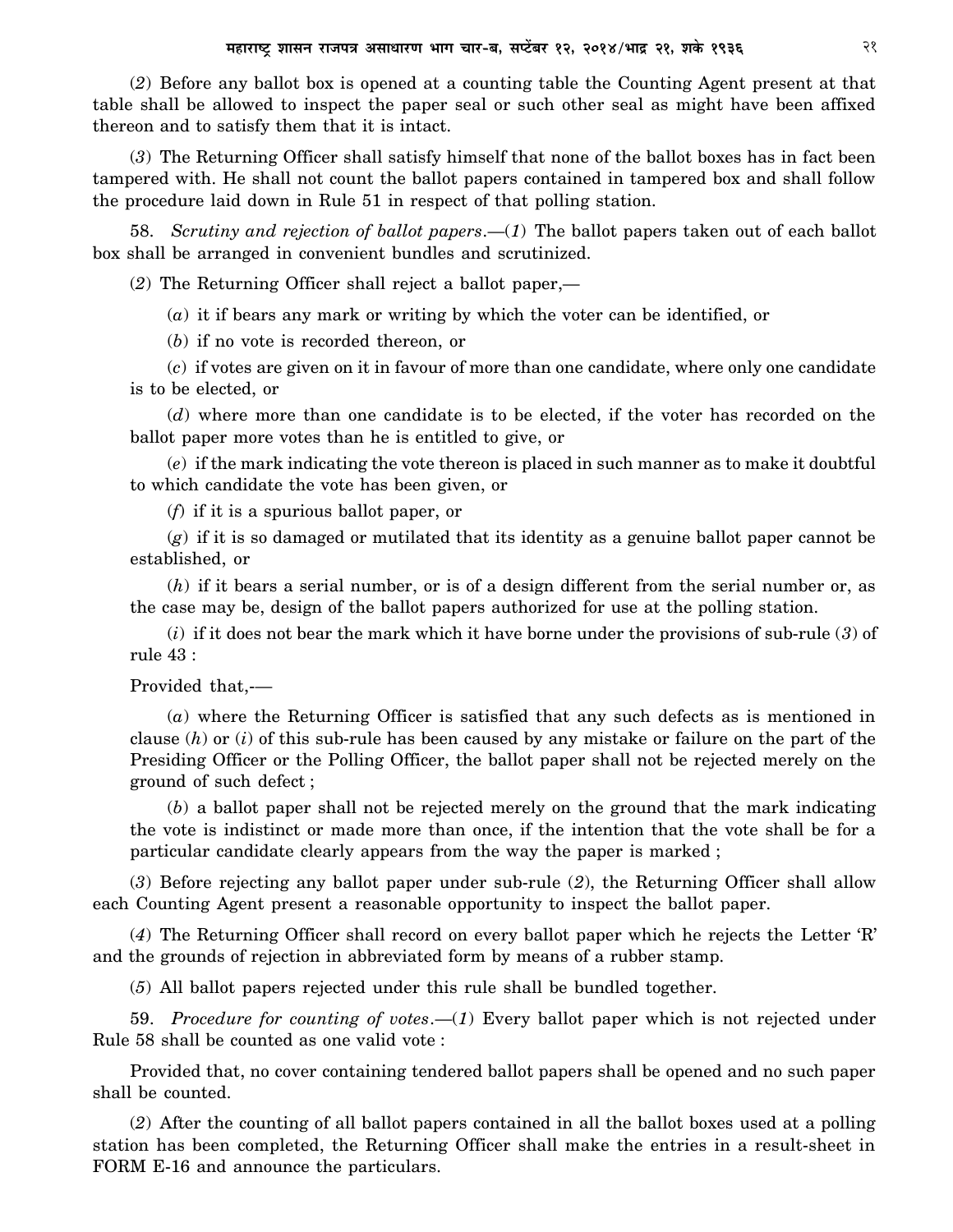(*2*) Before any ballot box is opened at a counting table the Counting Agent present at that table shall be allowed to inspect the paper seal or such other seal as might have been affixed thereon and to satisfy them that it is intact.

(*3*) The Returning Officer shall satisfy himself that none of the ballot boxes has in fact been tampered with. He shall not count the ballot papers contained in tampered box and shall follow the procedure laid down in Rule 51 in respect of that polling station.

58. *Scrutiny and rejection of ballot papers*.—(*1*) The ballot papers taken out of each ballot box shall be arranged in convenient bundles and scrutinized.

(*2*) The Returning Officer shall reject a ballot paper,—

(*a*) it if bears any mark or writing by which the voter can be identified, or

(*b*) if no vote is recorded thereon, or

(*c*) if votes are given on it in favour of more than one candidate, where only one candidate is to be elected, or

(*d*) where more than one candidate is to be elected, if the voter has recorded on the ballot paper more votes than he is entitled to give, or

(*e*) if the mark indicating the vote thereon is placed in such manner as to make it doubtful to which candidate the vote has been given, or

(*f*) if it is a spurious ballot paper, or

(*g*) if it is so damaged or mutilated that its identity as a genuine ballot paper cannot be established, or

(*h*) if it bears a serial number, or is of a design different from the serial number or, as the case may be, design of the ballot papers authorized for use at the polling station.

(*i*) if it does not bear the mark which it have borne under the provisions of sub-rule (*3*) of rule 43 :

Provided that,-—

(*a*) where the Returning Officer is satisfied that any such defects as is mentioned in clause (*h*) or (*i*) of this sub-rule has been caused by any mistake or failure on the part of the Presiding Officer or the Polling Officer, the ballot paper shall not be rejected merely on the ground of such defect ;

(*b*) a ballot paper shall not be rejected merely on the ground that the mark indicating the vote is indistinct or made more than once, if the intention that the vote shall be for a particular candidate clearly appears from the way the paper is marked ;

(*3*) Before rejecting any ballot paper under sub-rule (*2*), the Returning Officer shall allow each Counting Agent present a reasonable opportunity to inspect the ballot paper.

(*4*) The Returning Officer shall record on every ballot paper which he rejects the Letter 'R' and the grounds of rejection in abbreviated form by means of a rubber stamp.

(*5*) All ballot papers rejected under this rule shall be bundled together.

59. *Procedure for counting of votes*.—(*1*) Every ballot paper which is not rejected under Rule 58 shall be counted as one valid vote :

Provided that, no cover containing tendered ballot papers shall be opened and no such paper shall be counted.

(*2*) After the counting of all ballot papers contained in all the ballot boxes used at a polling station has been completed, the Returning Officer shall make the entries in a result-sheet in FORM E-16 and announce the particulars.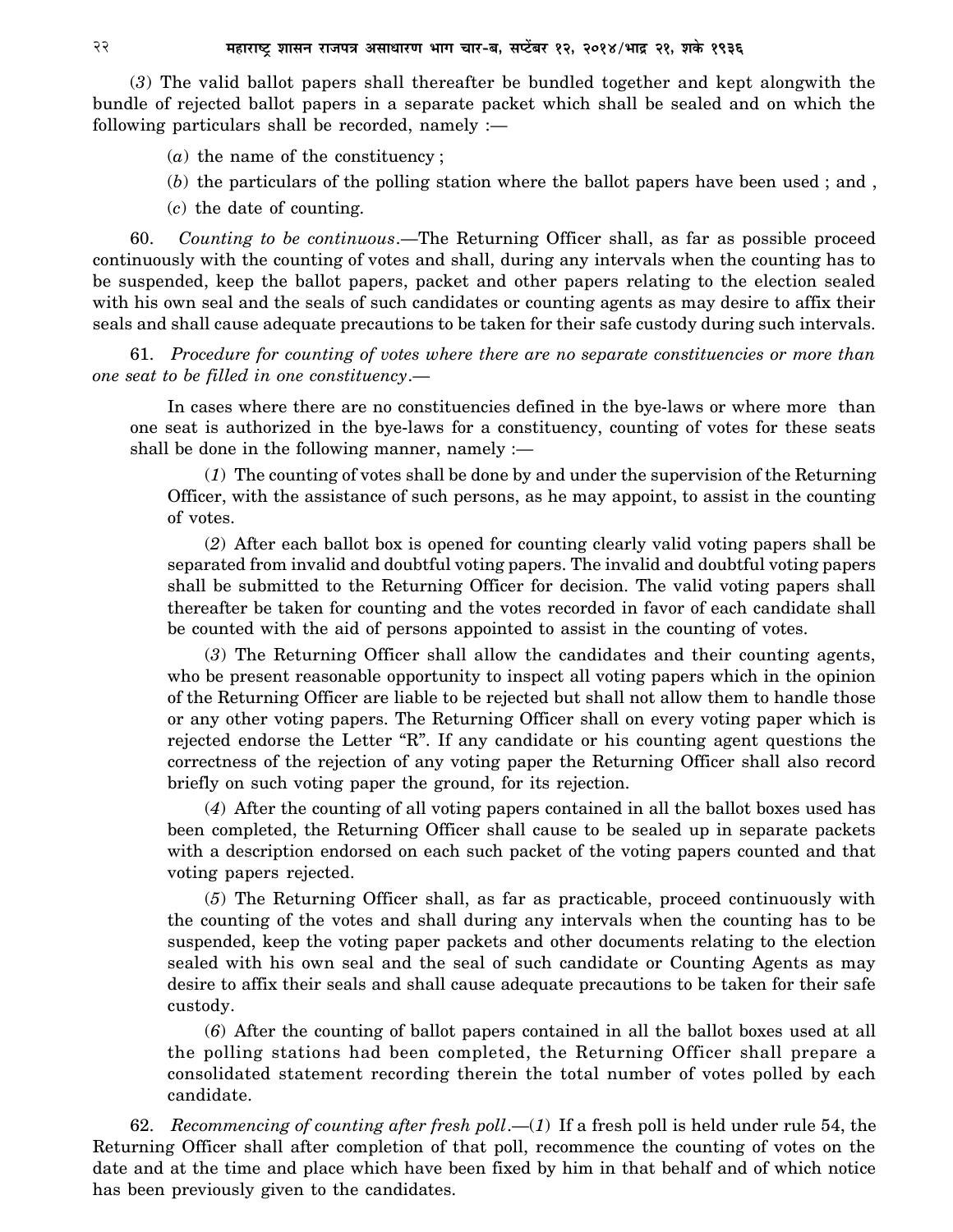(*3*) The valid ballot papers shall thereafter be bundled together and kept alongwith the bundle of rejected ballot papers in a separate packet which shall be sealed and on which the following particulars shall be recorded, namely :—

(*a*) the name of the constituency ;

(*b*) the particulars of the polling station where the ballot papers have been used ; and ,

(*c*) the date of counting.

60. *Counting to be continuous*.—The Returning Officer shall, as far as possible proceed continuously with the counting of votes and shall, during any intervals when the counting has to be suspended, keep the ballot papers, packet and other papers relating to the election sealed with his own seal and the seals of such candidates or counting agents as may desire to affix their seals and shall cause adequate precautions to be taken for their safe custody during such intervals.

61. *Procedure for counting of votes where there are no separate constituencies or more than one seat to be filled in one constituency*.—

In cases where there are no constituencies defined in the bye-laws or where more than one seat is authorized in the bye-laws for a constituency, counting of votes for these seats shall be done in the following manner, namely :—

(*1*) The counting of votes shall be done by and under the supervision of the Returning Officer, with the assistance of such persons, as he may appoint, to assist in the counting of votes.

(*2*) After each ballot box is opened for counting clearly valid voting papers shall be separated from invalid and doubtful voting papers. The invalid and doubtful voting papers shall be submitted to the Returning Officer for decision. The valid voting papers shall thereafter be taken for counting and the votes recorded in favor of each candidate shall be counted with the aid of persons appointed to assist in the counting of votes.

(*3*) The Returning Officer shall allow the candidates and their counting agents, who be present reasonable opportunity to inspect all voting papers which in the opinion of the Returning Officer are liable to be rejected but shall not allow them to handle those or any other voting papers. The Returning Officer shall on every voting paper which is rejected endorse the Letter "R". If any candidate or his counting agent questions the correctness of the rejection of any voting paper the Returning Officer shall also record briefly on such voting paper the ground, for its rejection.

(*4*) After the counting of all voting papers contained in all the ballot boxes used has been completed, the Returning Officer shall cause to be sealed up in separate packets with a description endorsed on each such packet of the voting papers counted and that voting papers rejected.

(*5*) The Returning Officer shall, as far as practicable, proceed continuously with the counting of the votes and shall during any intervals when the counting has to be suspended, keep the voting paper packets and other documents relating to the election sealed with his own seal and the seal of such candidate or Counting Agents as may desire to affix their seals and shall cause adequate precautions to be taken for their safe custody.

(*6*) After the counting of ballot papers contained in all the ballot boxes used at all the polling stations had been completed, the Returning Officer shall prepare a consolidated statement recording therein the total number of votes polled by each candidate.

62. *Recommencing of counting after fresh poll*.—(*1*) If a fresh poll is held under rule 54, the Returning Officer shall after completion of that poll, recommence the counting of votes on the date and at the time and place which have been fixed by him in that behalf and of which notice has been previously given to the candidates.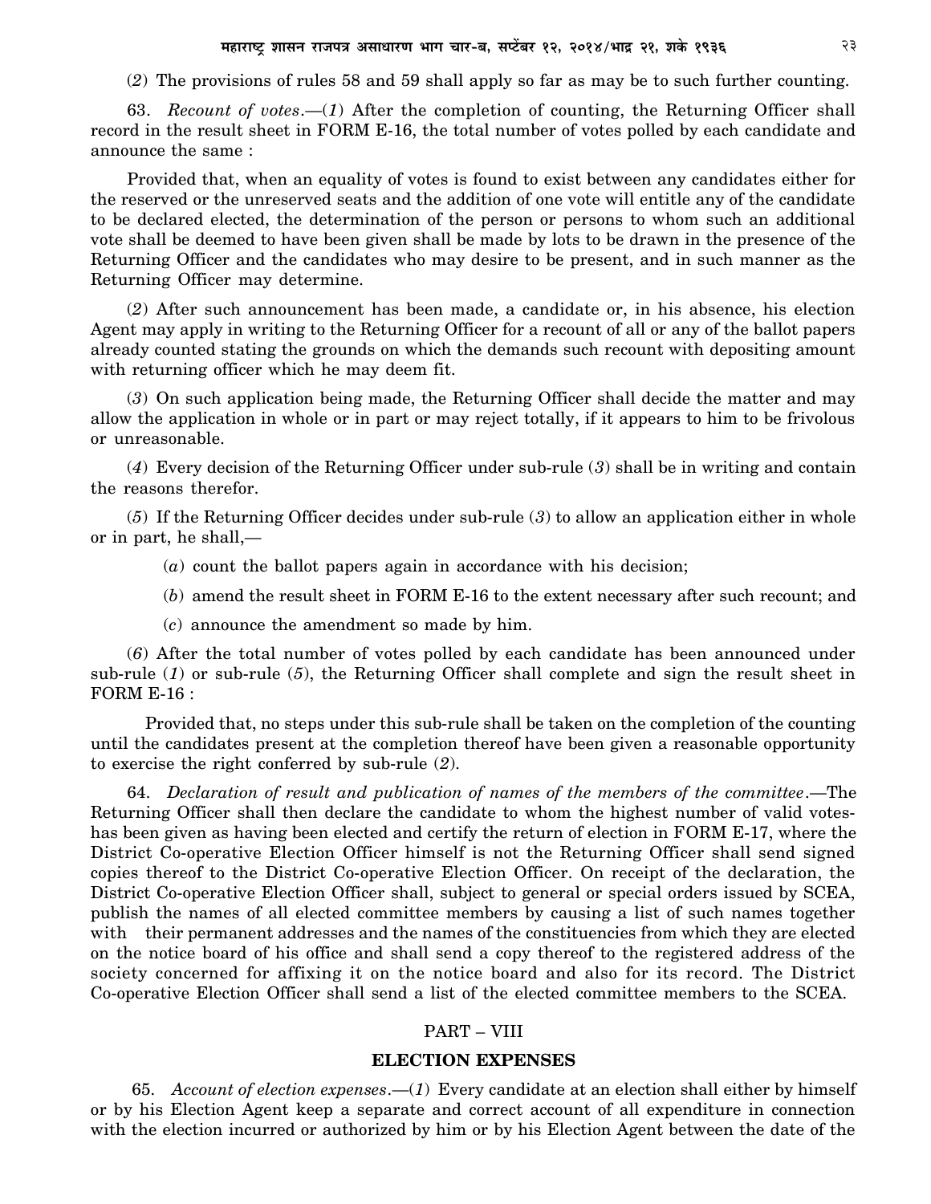(*2*) The provisions of rules 58 and 59 shall apply so far as may be to such further counting.

63. *Recount of votes*.—(*1*) After the completion of counting, the Returning Officer shall record in the result sheet in FORM E-16, the total number of votes polled by each candidate and announce the same :

Provided that, when an equality of votes is found to exist between any candidates either for the reserved or the unreserved seats and the addition of one vote will entitle any of the candidate to be declared elected, the determination of the person or persons to whom such an additional vote shall be deemed to have been given shall be made by lots to be drawn in the presence of the Returning Officer and the candidates who may desire to be present, and in such manner as the Returning Officer may determine.

(*2*) After such announcement has been made, a candidate or, in his absence, his election Agent may apply in writing to the Returning Officer for a recount of all or any of the ballot papers already counted stating the grounds on which the demands such recount with depositing amount with returning officer which he may deem fit.

(*3*) On such application being made, the Returning Officer shall decide the matter and may allow the application in whole or in part or may reject totally, if it appears to him to be frivolous or unreasonable.

(*4*) Every decision of the Returning Officer under sub-rule (*3*) shall be in writing and contain the reasons therefor.

(*5*) If the Returning Officer decides under sub-rule (*3*) to allow an application either in whole or in part, he shall,—

(*a*) count the ballot papers again in accordance with his decision;

(*b*) amend the result sheet in FORM E-16 to the extent necessary after such recount; and

(*c*) announce the amendment so made by him.

(*6*) After the total number of votes polled by each candidate has been announced under sub-rule (*1*) or sub-rule (*5*), the Returning Officer shall complete and sign the result sheet in FORM E-16 :

Provided that, no steps under this sub-rule shall be taken on the completion of the counting until the candidates present at the completion thereof have been given a reasonable opportunity to exercise the right conferred by sub-rule (*2*).

64. *Declaration of result and publication of names of the members of the committee*.—The Returning Officer shall then declare the candidate to whom the highest number of valid votes-has been given as having been elected and certify the return of election in FORM E-17, where the District Co-operative Election Officer himself is not the Returning Officer shall send signed copies thereof to the District Co-operative Election Officer. On receipt of the declaration, the District Co-operative Election Officer shall, subject to general or special orders issued by SCEA, publish the names of all elected committee members by causing a list of such names together with their permanent addresses and the names of the constituencies from which they are elected on the notice board of his office and shall send a copy thereof to the registered address of the society concerned for affixing it on the notice board and also for its record. The District Co-operative Election Officer shall send a list of the elected committee members to the SCEA.

## PART – VIII

## ELECTION EXPENSES

65. *Account of election expenses*.—(*1*) Every candidate at an election shall either by himself or by his Election Agent keep a separate and correct account of all expenditure in connection with the election incurred or authorized by him or by his Election Agent between the date of the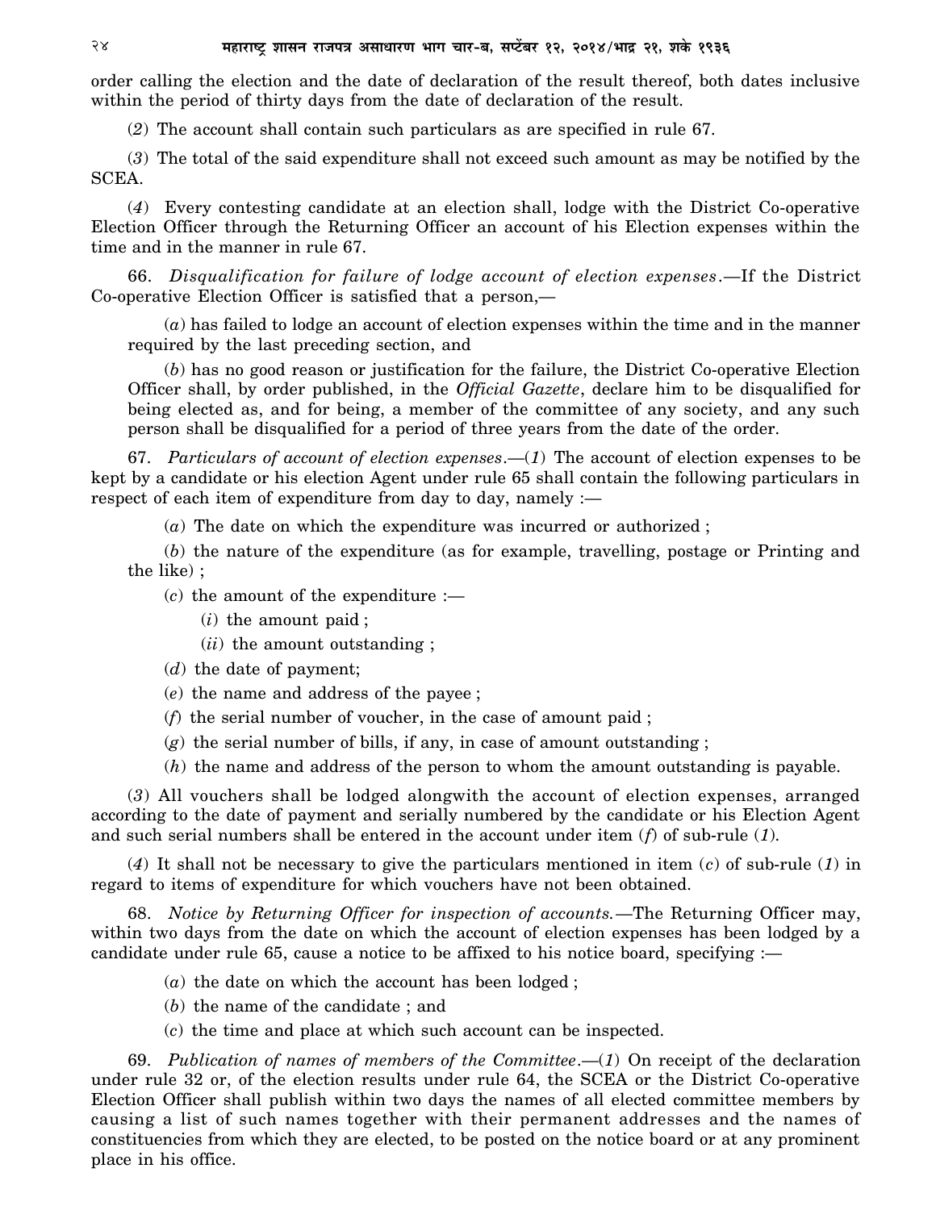order calling the election and the date of declaration of the result thereof, both dates inclusive within the period of thirty days from the date of declaration of the result.

(*2*) The account shall contain such particulars as are specified in rule 67.

(*3*) The total of the said expenditure shall not exceed such amount as may be notified by the SCEA.

(*4*) Every contesting candidate at an election shall, lodge with the District Co-operative Election Officer through the Returning Officer an account of his Election expenses within the time and in the manner in rule 67.

66. *Disqualification for failure of lodge account of election expenses*.—If the District Co-operative Election Officer is satisfied that a person,—

(*a*) has failed to lodge an account of election expenses within the time and in the manner required by the last preceding section, and

(*b*) has no good reason or justification for the failure, the District Co-operative Election Officer shall, by order published, in the *Official Gazette*, declare him to be disqualified for being elected as, and for being, a member of the committee of any society, and any such person shall be disqualified for a period of three years from the date of the order.

67. *Particulars of account of election expenses*.—(*1*) The account of election expenses to be kept by a candidate or his election Agent under rule 65 shall contain the following particulars in respect of each item of expenditure from day to day, namely :—

(*a*) The date on which the expenditure was incurred or authorized ;

(*b*) the nature of the expenditure (as for example, travelling, postage or Printing and the like) ;

(*c*) the amount of the expenditure :—

(*i*) the amount paid ;

(*ii*) the amount outstanding ;

(*d*) the date of payment;

(*e*) the name and address of the payee ;

(*f*) the serial number of voucher, in the case of amount paid ;

(*g*) the serial number of bills, if any, in case of amount outstanding ;

(*h*) the name and address of the person to whom the amount outstanding is payable.

(*3*) All vouchers shall be lodged alongwith the account of election expenses, arranged according to the date of payment and serially numbered by the candidate or his Election Agent and such serial numbers shall be entered in the account under item (*f*) of sub-rule (*1*).

(*4*) It shall not be necessary to give the particulars mentioned in item (*c*) of sub-rule (*1*) in regard to items of expenditure for which vouchers have not been obtained.

68. *Notice by Returning Officer for inspection of accounts.*—The Returning Officer may, within two days from the date on which the account of election expenses has been lodged by a candidate under rule 65, cause a notice to be affixed to his notice board, specifying :—

(*a*) the date on which the account has been lodged ;

(*b*) the name of the candidate ; and

(*c*) the time and place at which such account can be inspected.

69. *Publication of names of members of the Committee*.—(*1*) On receipt of the declaration under rule 32 or, of the election results under rule 64, the SCEA or the District Co-operative Election Officer shall publish within two days the names of all elected committee members by causing a list of such names together with their permanent addresses and the names of constituencies from which they are elected, to be posted on the notice board or at any prominent place in his office.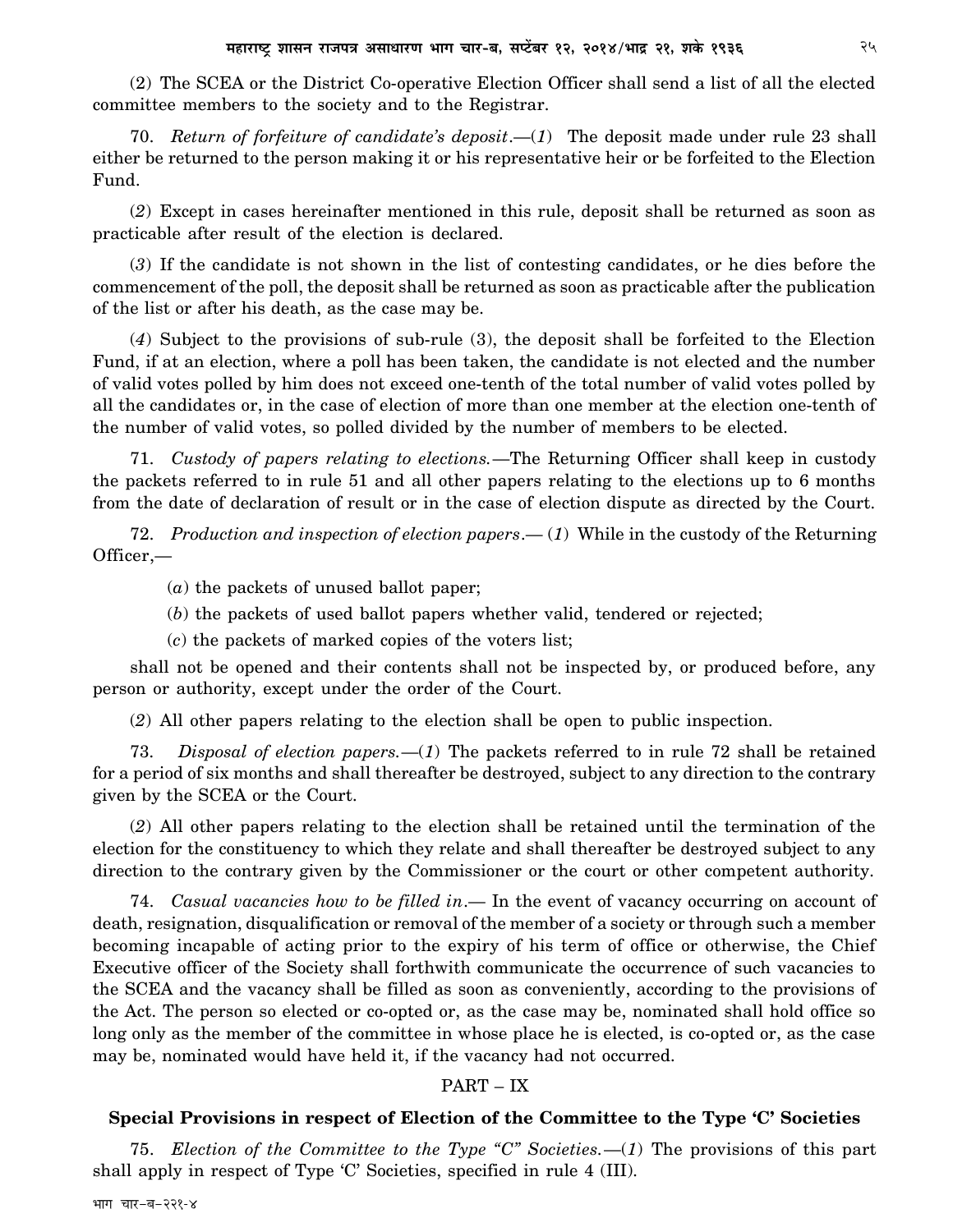(2) The SCEA or the District Co-operative Election Officer shall send a list of all the elected committee members to the society and to the Registrar.

70. *Return of forfeiture of candidate's deposit*.—(*1*) The deposit made under rule 23 shall either be returned to the person making it or his representative heir or be forfeited to the Election Fund.

(*2*) Except in cases hereinafter mentioned in this rule, deposit shall be returned as soon as practicable after result of the election is declared.

(*3*) If the candidate is not shown in the list of contesting candidates, or he dies before the commencement of the poll, the deposit shall be returned as soon as practicable after the publication of the list or after his death, as the case may be.

(*4*) Subject to the provisions of sub-rule (3), the deposit shall be forfeited to the Election Fund, if at an election, where a poll has been taken, the candidate is not elected and the number of valid votes polled by him does not exceed one-tenth of the total number of valid votes polled by all the candidates or, in the case of election of more than one member at the election one-tenth of the number of valid votes, so polled divided by the number of members to be elected.

71. *Custody of papers relating to elections.*—The Returning Officer shall keep in custody the packets referred to in rule 51 and all other papers relating to the elections up to 6 months from the date of declaration of result or in the case of election dispute as directed by the Court.

72. *Production and inspection of election papers*.— (*1*) While in the custody of the Returning Officer,—

(*a*) the packets of unused ballot paper;

(*b*) the packets of used ballot papers whether valid, tendered or rejected;

(*c*) the packets of marked copies of the voters list;

shall not be opened and their contents shall not be inspected by, or produced before, any person or authority, except under the order of the Court.

(*2*) All other papers relating to the election shall be open to public inspection.

73. *Disposal of election papers.*—(*1*) The packets referred to in rule 72 shall be retained for a period of six months and shall thereafter be destroyed, subject to any direction to the contrary given by the SCEA or the Court.

(*2*) All other papers relating to the election shall be retained until the termination of the election for the constituency to which they relate and shall thereafter be destroyed subject to any direction to the contrary given by the Commissioner or the court or other competent authority.

74. *Casual vacancies how to be filled in*.— In the event of vacancy occurring on account of death, resignation, disqualification or removal of the member of a society or through such a member becoming incapable of acting prior to the expiry of his term of office or otherwise, the Chief Executive officer of the Society shall forthwith communicate the occurrence of such vacancies to the SCEA and the vacancy shall be filled as soon as conveniently, according to the provisions of the Act. The person so elected or co-opted or, as the case may be, nominated shall hold office so long only as the member of the committee in whose place he is elected, is co-opted or, as the case may be, nominated would have held it, if the vacancy had not occurred.

## PART – IX

### Special Provisions in respect of Election of the Committee to the Type 'C' Societies

75. *Election of the Committee to the Type "C" Societies.*—(*1*) The provisions of this part shall apply in respect of Type 'C' Societies, specified in rule 4 (III).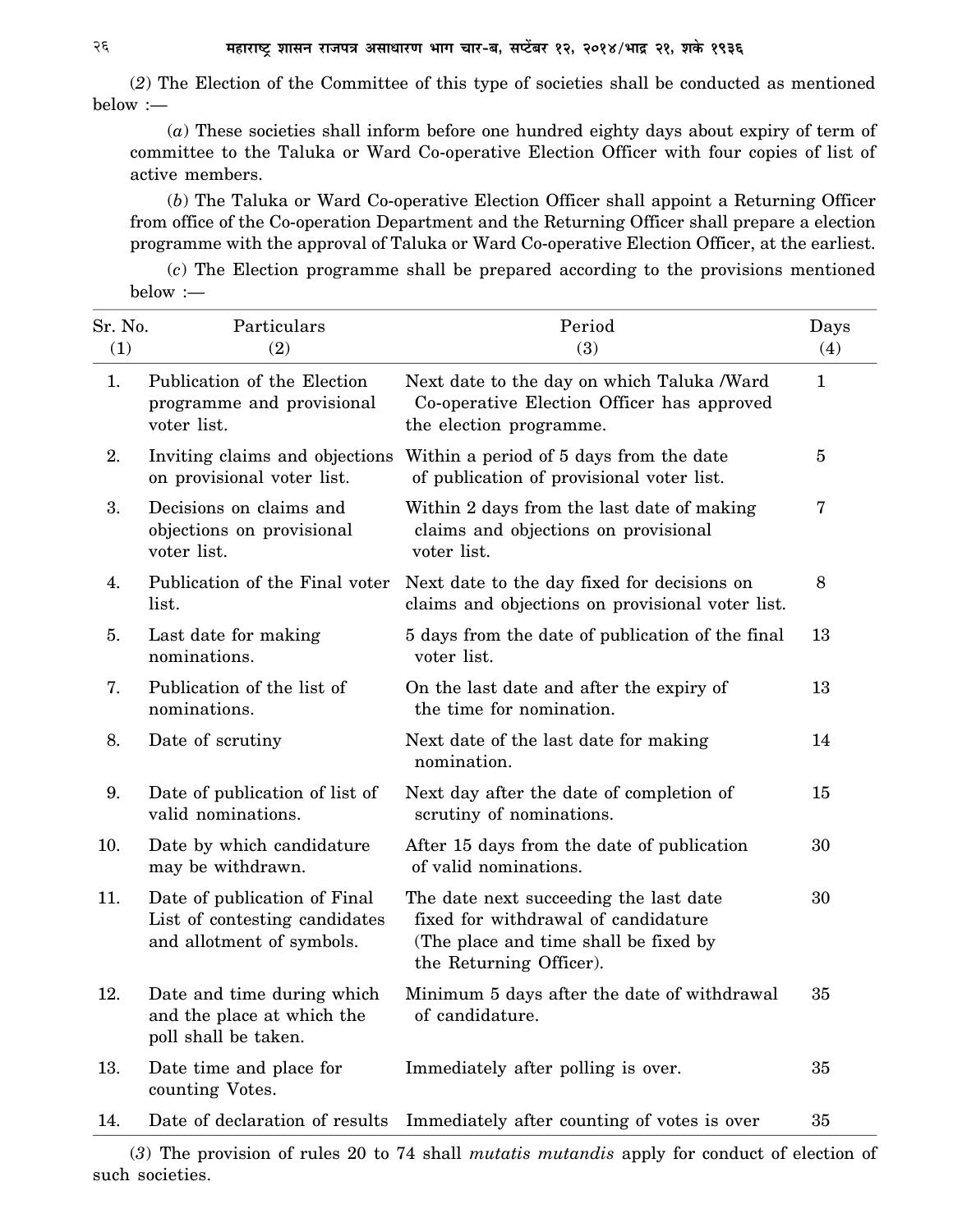(2) The Election of the Committee of this type of societies shall be conducted as mentioned below :—

(*a*) These societies shall inform before one hundred eighty days about expiry of term of committee to the Taluka or Ward Co-operative Election Officer with four copies of list of active members.

(*b*) The Taluka or Ward Co-operative Election Officer shall appoint a Returning Officer from office of the Co-operation Department and the Returning Officer shall prepare a election programme with the approval of Taluka or Ward Co-operative Election Officer, at the earliest.

(*c*) The Election programme shall be prepared according to the provisions mentioned below :—

| Sr. No. (1) | Particulars (2) | Period (3) | Days (4) |
|---|---|---|---|
| 1. | Publication of the Election programme and provisional voter list. | Next date to the day on which Taluka /Ward Co-operative Election Officer has approved the election programme. | 1 |
| 2. | Inviting claims and objections on provisional voter list. | Within a period of 5 days from the date of publication of provisional voter list. | 5 |
| 3. | Decisions on claims and objections on provisional voter list. | Within 2 days from the last date of making claims and objections on provisional voter list. | 7 |
| 4. | Publication of the Final voter list. | Next date to the day fixed for decisions on claims and objections on provisional voter list. | 8 |
| 5. | Last date for making nominations. | 5 days from the date of publication of the final voter list. | 13 |
| 7. | Publication of the list of nominations. | On the last date and after the expiry of the time for nomination. | 13 |
| 8. | Date of scrutiny | Next date of the last date for making nomination. | 14 |
| 9. | Date of publication of list of valid nominations. | Next day after the date of completion of scrutiny of nominations. | 15 |
| 10. | Date by which candidature may be withdrawn. | After 15 days from the date of publication of valid nominations. | 30 |
| 11. | Date of publication of Final List of contesting candidates and allotment of symbols. | The date next succeeding the last date fixed for withdrawal of candidature (The place and time shall be fixed by the Returning Officer). | 30 |
| 12. | Date and time during which and the place at which the poll shall be taken. | Minimum 5 days after the date of withdrawal of candidature. | 35 |
| 13. | Date time and place for counting Votes. | Immediately after polling is over. | 35 |
| 14. | Date of declaration of results | Immediately after counting of votes is over | 35 |

(3) The provision of rules 20 to 74 shall *mutatis mutandis* apply for conduct of election of such societies.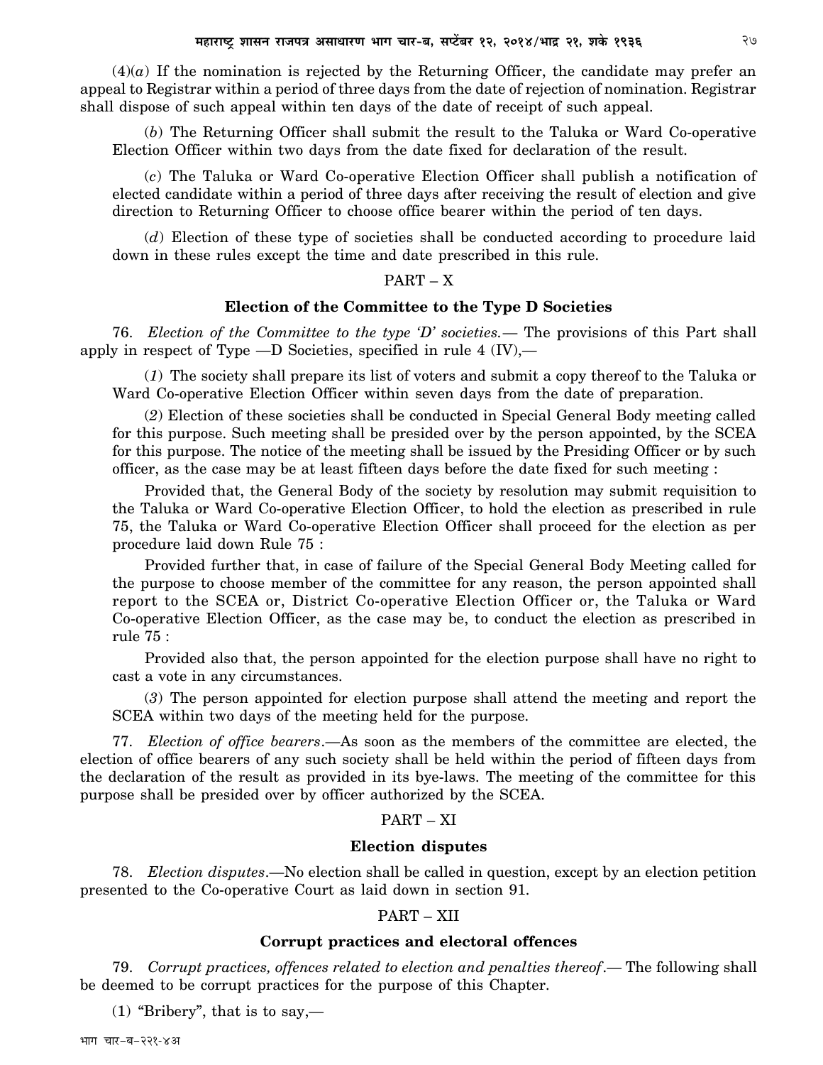(4)(*a*) If the nomination is rejected by the Returning Officer, the candidate may prefer an appeal to Registrar within a period of three days from the date of rejection of nomination. Registrar shall dispose of such appeal within ten days of the date of receipt of such appeal.

(*b*) The Returning Officer shall submit the result to the Taluka or Ward Co-operative Election Officer within two days from the date fixed for declaration of the result.

(*c*) The Taluka or Ward Co-operative Election Officer shall publish a notification of elected candidate within a period of three days after receiving the result of election and give direction to Returning Officer to choose office bearer within the period of ten days.

(*d*) Election of these type of societies shall be conducted according to procedure laid down in these rules except the time and date prescribed in this rule.

## PART – X

### Election of the Committee to the Type D Societies

76. *Election of the Committee to the type 'D' societies.*— The provisions of this Part shall apply in respect of Type —D Societies, specified in rule 4 (IV),—

(*1*) The society shall prepare its list of voters and submit a copy thereof to the Taluka or Ward Co-operative Election Officer within seven days from the date of preparation.

(*2*) Election of these societies shall be conducted in Special General Body meeting called for this purpose. Such meeting shall be presided over by the person appointed, by the SCEA for this purpose. The notice of the meeting shall be issued by the Presiding Officer or by such officer, as the case may be at least fifteen days before the date fixed for such meeting :

Provided that, the General Body of the society by resolution may submit requisition to the Taluka or Ward Co-operative Election Officer, to hold the election as prescribed in rule 75, the Taluka or Ward Co-operative Election Officer shall proceed for the election as per procedure laid down Rule 75 :

Provided further that, in case of failure of the Special General Body Meeting called for the purpose to choose member of the committee for any reason, the person appointed shall report to the SCEA or, District Co-operative Election Officer or, the Taluka or Ward Co-operative Election Officer, as the case may be, to conduct the election as prescribed in rule 75 :

Provided also that, the person appointed for the election purpose shall have no right to cast a vote in any circumstances.

(*3*) The person appointed for election purpose shall attend the meeting and report the SCEA within two days of the meeting held for the purpose.

77. *Election of office bearers*.—As soon as the members of the committee are elected, the election of office bearers of any such society shall be held within the period of fifteen days from the declaration of the result as provided in its bye-laws. The meeting of the committee for this purpose shall be presided over by officer authorized by the SCEA.

## PART – XI

### Election disputes

78. *Election disputes*.—No election shall be called in question, except by an election petition presented to the Co-operative Court as laid down in section 91.

## PART – XII

### Corrupt practices and electoral offences

79. *Corrupt practices, offences related to election and penalties thereof*.— The following shall be deemed to be corrupt practices for the purpose of this Chapter.

(1) "Bribery", that is to say,—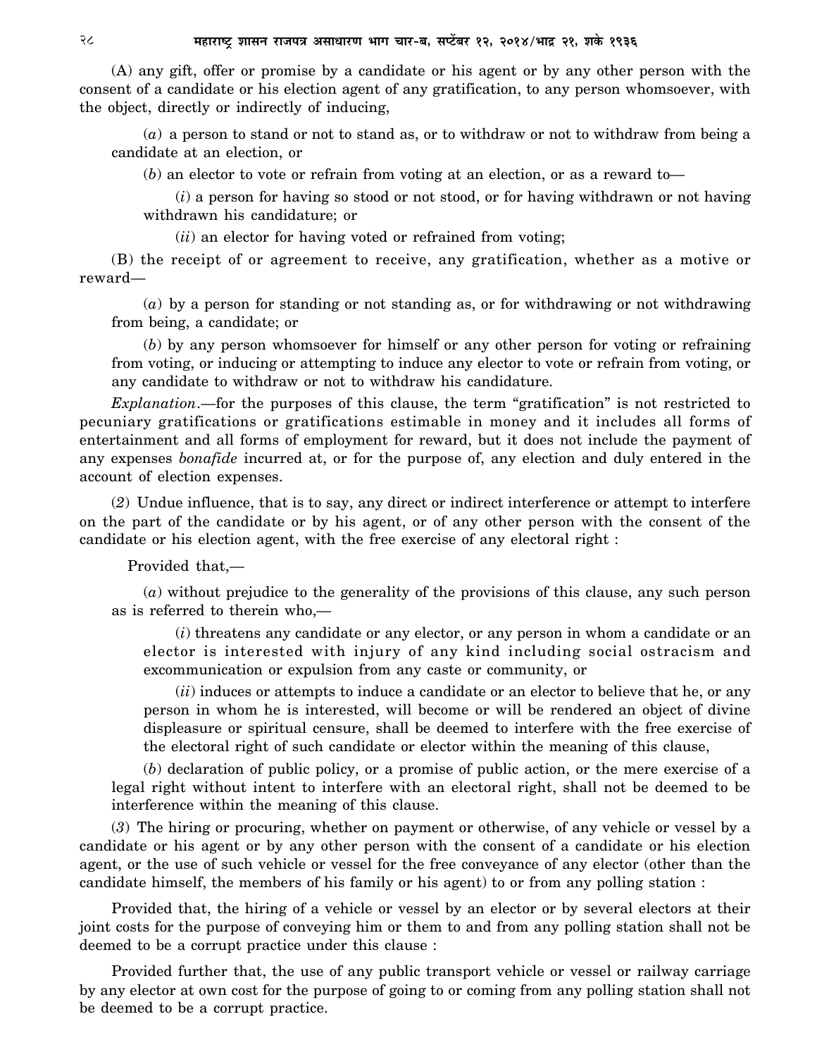(A) any gift, offer or promise by a candidate or his agent or by any other person with the consent of a candidate or his election agent of any gratification, to any person whomsoever, with the object, directly or indirectly of inducing,

(*a*) a person to stand or not to stand as, or to withdraw or not to withdraw from being a candidate at an election, or

(*b*) an elector to vote or refrain from voting at an election, or as a reward to—

(*i*) a person for having so stood or not stood, or for having withdrawn or not having withdrawn his candidature; or

(*ii*) an elector for having voted or refrained from voting;

(B) the receipt of or agreement to receive, any gratification, whether as a motive or reward—

(*a*) by a person for standing or not standing as, or for withdrawing or not withdrawing from being, a candidate; or

(*b*) by any person whomsoever for himself or any other person for voting or refraining from voting, or inducing or attempting to induce any elector to vote or refrain from voting, or any candidate to withdraw or not to withdraw his candidature.

*Explanation*.—for the purposes of this clause, the term "gratification" is not restricted to pecuniary gratifications or gratifications estimable in money and it includes all forms of entertainment and all forms of employment for reward, but it does not include the payment of any expenses *bonafide* incurred at, or for the purpose of, any election and duly entered in the account of election expenses.

(*2*) Undue influence, that is to say, any direct or indirect interference or attempt to interfere on the part of the candidate or by his agent, or of any other person with the consent of the candidate or his election agent, with the free exercise of any electoral right :

Provided that,—

(*a*) without prejudice to the generality of the provisions of this clause, any such person as is referred to therein who,—

(*i*) threatens any candidate or any elector, or any person in whom a candidate or an elector is interested with injury of any kind including social ostracism and excommunication or expulsion from any caste or community, or

(*ii*) induces or attempts to induce a candidate or an elector to believe that he, or any person in whom he is interested, will become or will be rendered an object of divine displeasure or spiritual censure, shall be deemed to interfere with the free exercise of the electoral right of such candidate or elector within the meaning of this clause,

(*b*) declaration of public policy, or a promise of public action, or the mere exercise of a legal right without intent to interfere with an electoral right, shall not be deemed to be interference within the meaning of this clause.

(*3*) The hiring or procuring, whether on payment or otherwise, of any vehicle or vessel by a candidate or his agent or by any other person with the consent of a candidate or his election agent, or the use of such vehicle or vessel for the free conveyance of any elector (other than the candidate himself, the members of his family or his agent) to or from any polling station :

Provided that, the hiring of a vehicle or vessel by an elector or by several electors at their joint costs for the purpose of conveying him or them to and from any polling station shall not be deemed to be a corrupt practice under this clause :

Provided further that, the use of any public transport vehicle or vessel or railway carriage by any elector at own cost for the purpose of going to or coming from any polling station shall not be deemed to be a corrupt practice.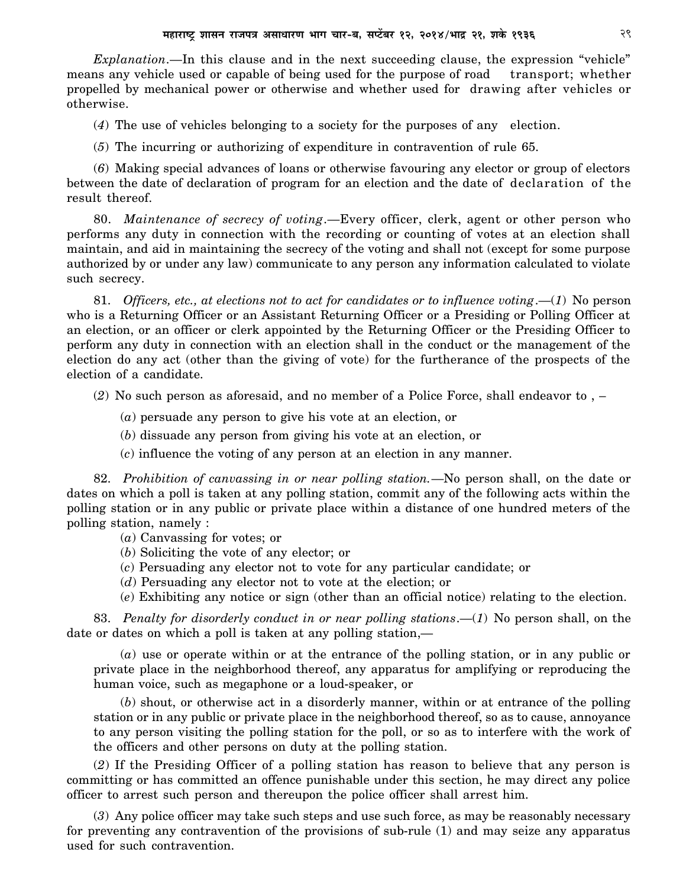*Explanation*.—In this clause and in the next succeeding clause, the expression "vehicle" means any vehicle used or capable of being used for the purpose of road transport; whether propelled by mechanical power or otherwise and whether used for drawing after vehicles or otherwise.

(*4*) The use of vehicles belonging to a society for the purposes of any election.

(*5*) The incurring or authorizing of expenditure in contravention of rule 65.

(*6*) Making special advances of loans or otherwise favouring any elector or group of electors between the date of declaration of program for an election and the date of declaration of the result thereof.

80. *Maintenance of secrecy of voting*.—Every officer, clerk, agent or other person who performs any duty in connection with the recording or counting of votes at an election shall maintain, and aid in maintaining the secrecy of the voting and shall not (except for some purpose authorized by or under any law) communicate to any person any information calculated to violate such secrecy.

81. *Officers, etc., at elections not to act for candidates or to influence voting*.—(*1*) No person who is a Returning Officer or an Assistant Returning Officer or a Presiding or Polling Officer at an election, or an officer or clerk appointed by the Returning Officer or the Presiding Officer to perform any duty in connection with an election shall in the conduct or the management of the election do any act (other than the giving of vote) for the furtherance of the prospects of the election of a candidate.

(*2*) No such person as aforesaid, and no member of a Police Force, shall endeavor to , –

(*a*) persuade any person to give his vote at an election, or

(*b*) dissuade any person from giving his vote at an election, or

(*c*) influence the voting of any person at an election in any manner.

82. *Prohibition of canvassing in or near polling station.*—No person shall, on the date or dates on which a poll is taken at any polling station, commit any of the following acts within the polling station or in any public or private place within a distance of one hundred meters of the polling station, namely :

(*a*) Canvassing for votes; or

(*b*) Soliciting the vote of any elector; or

(*c*) Persuading any elector not to vote for any particular candidate; or

(*d*) Persuading any elector not to vote at the election; or

(*e*) Exhibiting any notice or sign (other than an official notice) relating to the election.

83. *Penalty for disorderly conduct in or near polling stations*.—(*1*) No person shall, on the date or dates on which a poll is taken at any polling station,—

(*a*) use or operate within or at the entrance of the polling station, or in any public or private place in the neighborhood thereof, any apparatus for amplifying or reproducing the human voice, such as megaphone or a loud-speaker, or

(*b*) shout, or otherwise act in a disorderly manner, within or at entrance of the polling station or in any public or private place in the neighborhood thereof, so as to cause, annoyance to any person visiting the polling station for the poll, or so as to interfere with the work of the officers and other persons on duty at the polling station.

(*2*) If the Presiding Officer of a polling station has reason to believe that any person is committing or has committed an offence punishable under this section, he may direct any police officer to arrest such person and thereupon the police officer shall arrest him.

(*3*) Any police officer may take such steps and use such force, as may be reasonably necessary for preventing any contravention of the provisions of sub-rule (1) and may seize any apparatus used for such contravention.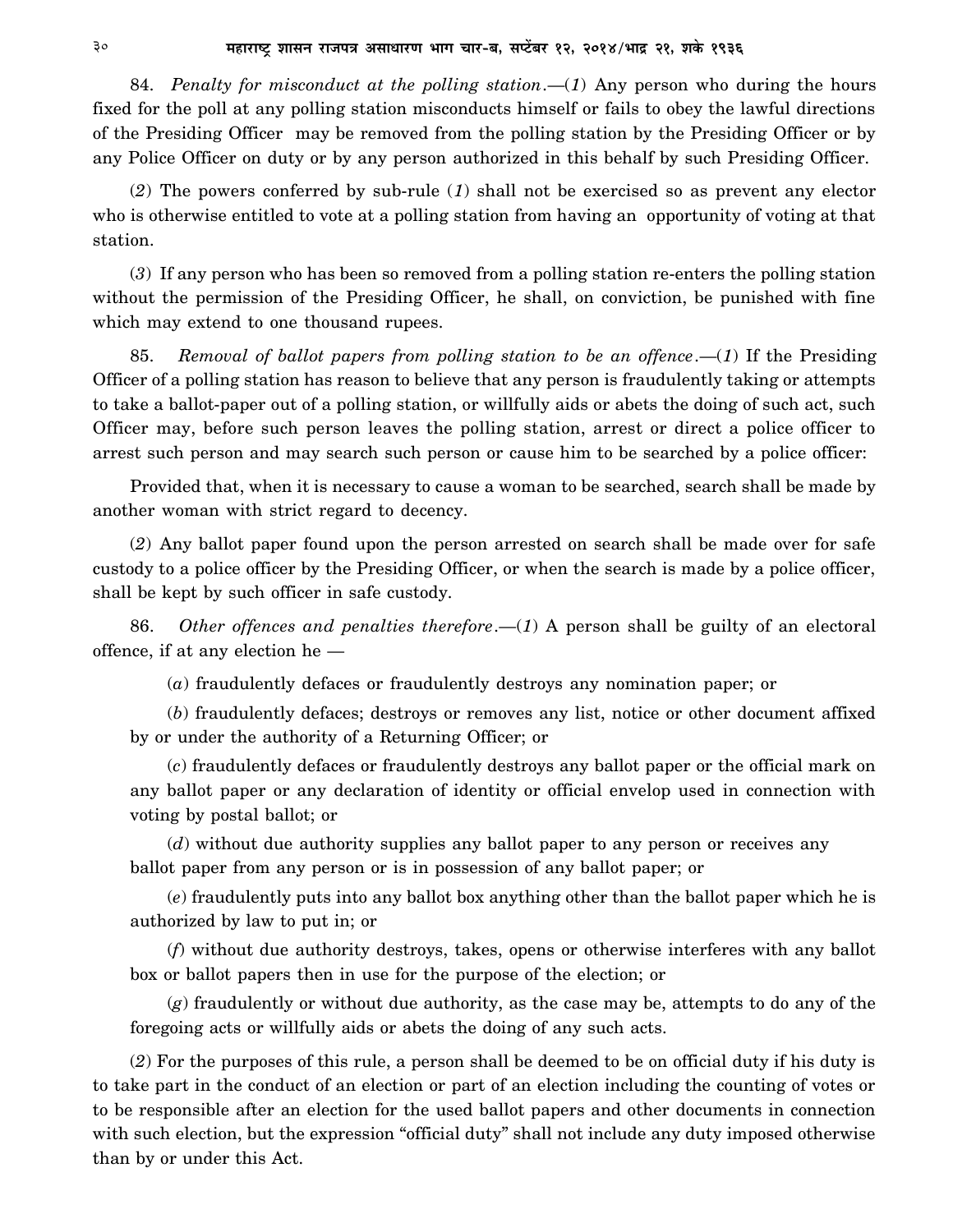84. *Penalty for misconduct at the polling station*.—(*1*) Any person who during the hours fixed for the poll at any polling station misconducts himself or fails to obey the lawful directions of the Presiding Officer may be removed from the polling station by the Presiding Officer or by any Police Officer on duty or by any person authorized in this behalf by such Presiding Officer.

(*2*) The powers conferred by sub-rule (*1*) shall not be exercised so as prevent any elector who is otherwise entitled to vote at a polling station from having an opportunity of voting at that station.

(*3*) If any person who has been so removed from a polling station re-enters the polling station without the permission of the Presiding Officer, he shall, on conviction, be punished with fine which may extend to one thousand rupees.

85. *Removal of ballot papers from polling station to be an offence*.—(*1*) If the Presiding Officer of a polling station has reason to believe that any person is fraudulently taking or attempts to take a ballot-paper out of a polling station, or willfully aids or abets the doing of such act, such Officer may, before such person leaves the polling station, arrest or direct a police officer to arrest such person and may search such person or cause him to be searched by a police officer:

Provided that, when it is necessary to cause a woman to be searched, search shall be made by another woman with strict regard to decency.

(*2*) Any ballot paper found upon the person arrested on search shall be made over for safe custody to a police officer by the Presiding Officer, or when the search is made by a police officer, shall be kept by such officer in safe custody.

86. *Other offences and penalties therefore*.—(*1*) A person shall be guilty of an electoral offence, if at any election he —

(*a*) fraudulently defaces or fraudulently destroys any nomination paper; or

(*b*) fraudulently defaces; destroys or removes any list, notice or other document affixed by or under the authority of a Returning Officer; or

(*c*) fraudulently defaces or fraudulently destroys any ballot paper or the official mark on any ballot paper or any declaration of identity or official envelop used in connection with voting by postal ballot; or

(*d*) without due authority supplies any ballot paper to any person or receives any ballot paper from any person or is in possession of any ballot paper; or

(*e*) fraudulently puts into any ballot box anything other than the ballot paper which he is authorized by law to put in; or

(*f*) without due authority destroys, takes, opens or otherwise interferes with any ballot box or ballot papers then in use for the purpose of the election; or

(*g*) fraudulently or without due authority, as the case may be, attempts to do any of the foregoing acts or willfully aids or abets the doing of any such acts.

(*2*) For the purposes of this rule, a person shall be deemed to be on official duty if his duty is to take part in the conduct of an election or part of an election including the counting of votes or to be responsible after an election for the used ballot papers and other documents in connection with such election, but the expression "official duty" shall not include any duty imposed otherwise than by or under this Act.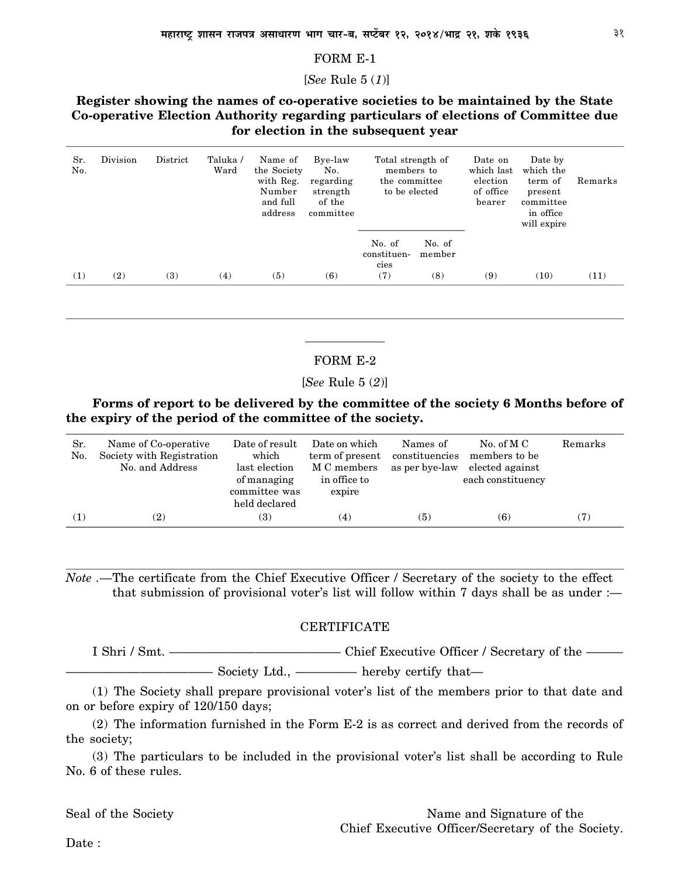## FORM E-1

[*See* Rule 5 (*1*)]

**Register showing the names of co-operative societies to be maintained by the State Co-operative Election Authority regarding particulars of elections of Committee due for election in the subsequent year**

| Sr. No. | Division | District | Taluka / Ward | Name of the Society with Reg. Number and full address | Bye-law No. regarding strength of the committee | Total strength of members to the committee to be elected | | Date on which last election of office bearer | Date by which the term of present committee in office will expire | Remarks |
|---|---|---|---|---|---|---|---|---|---|---|
| | | | | | | No. of constituencies | No. of member | | | |
| (1) | (2) | (3) | (4) | (5) | (6) | (7) | (8) | (9) | (10) | (11) |

## FORM E-2

[*See* Rule 5 (*2*)]

**Forms of report to be delivered by the committee of the society 6 Months before of the expiry of the period of the committee of the society.**

| Sr. No. | Name of Co-operative Society with Registration No. and Address | Date of result which last election of managing committee was held declared | Date on which term of present M C members in office to expire | Names of constituencies as per bye-law | No. of M C members to be elected against each constituency | Remarks |
|---|---|---|---|---|---|---|
| (1) | (2) | (3) | (4) | (5) | (6) | (7) |

*Note* .—The certificate from the Chief Executive Officer / Secretary of the society to the effect that submission of provisional voter's list will follow within 7 days shall be as under :—

### CERTIFICATE

I Shri / Smt. —————————————— Chief Executive Officer / Secretary of the ——— ———————————— Society Ltd., ————— hereby certify that—

(1) The Society shall prepare provisional voter's list of the members prior to that date and on or before expiry of 120/150 days;

(2) The information furnished in the Form E-2 is as correct and derived from the records of the society;

(3) The particulars to be included in the provisional voter's list shall be according to Rule No. 6 of these rules.

Seal of the Society

Name and Signature of the Chief Executive Officer/Secretary of the Society.

Date :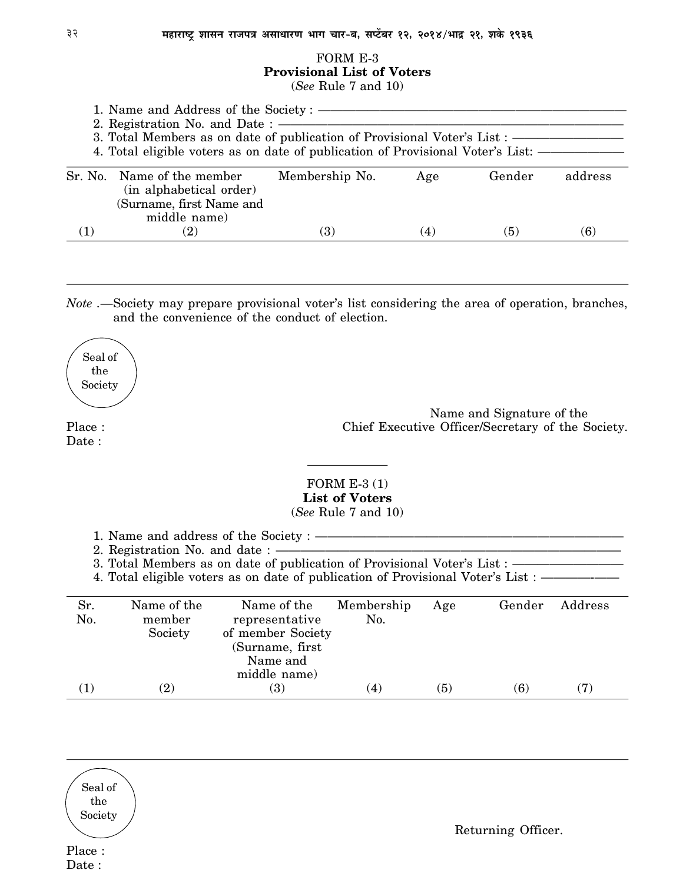FORM E-3

**Provisional List of Voters**

(*See* Rule 7 and 10)

1. Name and Address of the Society : ——————————————————
2. Registration No. and Date : ——————————————————————
3. Total Members as on date of publication of Provisional Voter's List : ——————
4. Total eligible voters as on date of publication of Provisional Voter's List: —————

| Sr. No. | Name of the member (in alphabetical order) (Surname, first Name and middle name) | Membership No. | Age | Gender | address |
|---|---|---|---|---|---|
| (1) | (2) | (3) | (4) | (5) | (6) |
| | | | | | |

*Note* .—Society may prepare provisional voter's list considering the area of operation, branches, and the convenience of the conduct of election.

Seal of the Society

Name and Signature of the
Chief Executive Officer/Secretary of the Society.

Place :

Date :

---

FORM E-3 (1)

**List of Voters**

(*See* Rule 7 and 10)

1. Name and address of the Society : ——————————————————
2. Registration No. and date : ——————————————————————
3. Total Members as on date of publication of Provisional Voter's List : ——————
4. Total eligible voters as on date of publication of Provisional Voter's List : —————

| Sr. No. | Name of the member Society | Name of the representative of member Society (Surname, first Name and middle name) | Membership No. | Age | Gender | Address |
|---|---|---|---|---|---|---|
| (1) | (2) | (3) | (4) | (5) | (6) | (7) |
| | | | | | | |

Seal of the Society

Returning Officer.

Place :

Date :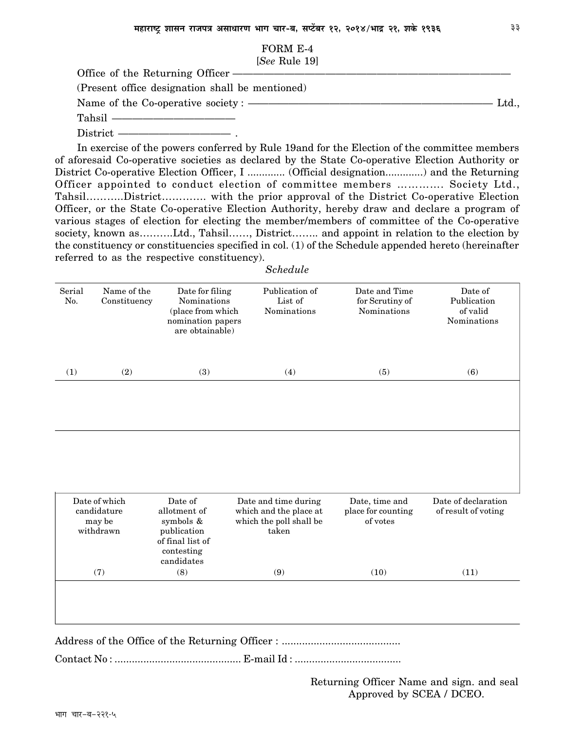FORM E-4

[*See* Rule 19]

Office of the Returning Officer ——————————————————————

(Present office designation shall be mentioned)

Name of the Co-operative society : ——————————————————— Ltd.,

Tahsil ————————————

District —————————— .

In exercise of the powers conferred by Rule 19and for the Election of the committee members of aforesaid Co-operative societies as declared by the State Co-operative Election Authority or District Co-operative Election Officer, I ............. (Official designation.............) and the Returning Officer appointed to conduct election of committee members ………… Society Ltd., Tahsil………..District…………. with the prior approval of the District Co-operative Election Officer, or the State Co-operative Election Authority, hereby draw and declare a program of various stages of election for electing the member/members of committee of the Co-operative society, known as……….Ltd., Tahsil……, District…….. and appoint in relation to the election by the constituency or constituencies specified in col. (1) of the Schedule appended hereto (hereinafter referred to as the respective constituency).

*Schedule*

| Serial No. | Name of the Constituency | Date for filing Nominations (place from which nomination papers are obtainable) | Publication of List of Nominations | Date and Time for Scrutiny of Nominations | Date of Publication of valid Nominations |
|---|---|---|---|---|---|
| (1) | (2) | (3) | (4) | (5) | (6) |
| | | | | | |
| | | | | | |

| Date of which candidature may be withdrawn | Date of allotment of symbols & publication of final list of contesting candidates | Date and time during which and the place at which the poll shall be taken | Date, time and place for counting of votes | Date of declaration of result of voting |
|---|---|---|---|---|
| (7) | (8) | (9) | (10) | (11) |
| | | | | |

Address of the Office of the Returning Officer : .........................................

Contact No : ............................................ E-mail Id : .....................................

Returning Officer Name and sign. and seal
Approved by SCEA / DCEO.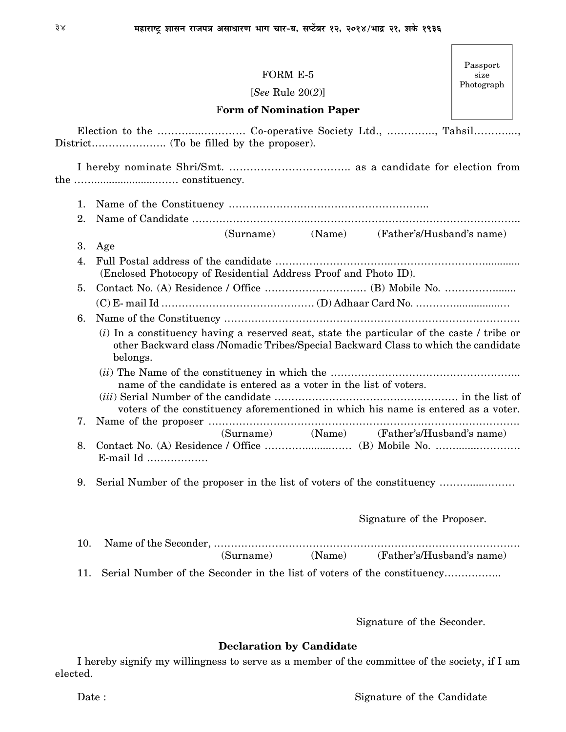Passport size Photograph

FORM E-5

[*See* Rule 20(*2*)]

**Form of Nomination Paper**

Election to the ………..…………… Co-operative Society Ltd., ………….., Tahsil………..., District…………………. (To be filled by the proposer).

I hereby nominate Shri/Smt. …………………………….. as a candidate for election from the ………..............……… constituency.

1. Name of the Constituency …………………………………………………..
2. Name of Candidate …………………………………………………………………………………..
   (Surname) (Name) (Father's/Husband's name)
3. Age
4. Full Postal address of the candidate ……………………………..………………………….............
   (Enclosed Photocopy of Residential Address Proof and Photo ID).
5. Contact No. (A) Residence / Office ………………………… (B) Mobile No. ……………......
   (C) E- mail Id ……………………………………… (D) Adhaar Card No. ………….............…
6. Name of the Constituency ………………………………………………………………………….
   (*i*) In a constituency having a reserved seat, state the particular of the caste / tribe or other Backward class /Nomadic Tribes/Special Backward Class to which the candidate belongs.
   (*ii*) The Name of the constituency in which the ……………………………………………….. name of the candidate is entered as a voter in the list of voters.
   (*iii*) Serial Number of the candidate ……………………………………………… in the list of voters of the constituency aforementioned in which his name is entered as a voter.
7. Name of the proposer ……………………………………………………………………………..
   (Surname) (Name) (Father's/Husband's name)
8. Contact No. (A) Residence / Office ……………......…… (B) Mobile No. ………..……………
   E-mail Id ………………
9. Serial Number of the proposer in the list of voters of the constituency ………..………

Signature of the Proposer.

10. Name of the Seconder, ……………………………………………………………………………
    (Surname) (Name) (Father's/Husband's name)
11. Serial Number of the Seconder in the list of voters of the constituency……………..

Signature of the Seconder.

**Declaration by Candidate**

I hereby signify my willingness to serve as a member of the committee of the society, if I am elected.

Date : Signature of the Candidate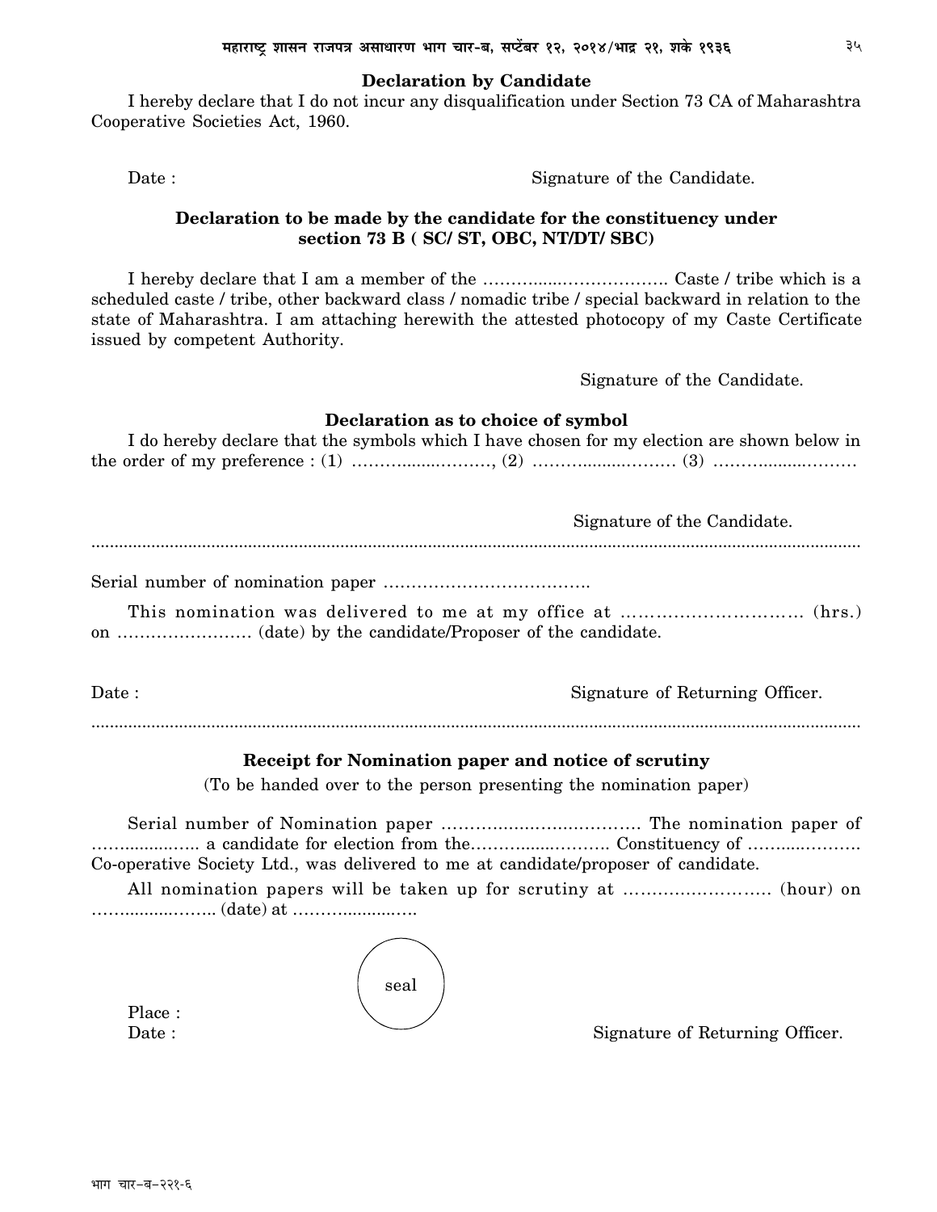**Declaration by Candidate**

I hereby declare that I do not incur any disqualification under Section 73 CA of Maharashtra Cooperative Societies Act, 1960.

Date : Signature of the Candidate.

**Declaration to be made by the candidate for the constituency under section 73 B ( SC/ ST, OBC, NT/DT/ SBC)**

I hereby declare that I am a member of the …………..…………………. Caste / tribe which is a scheduled caste / tribe, other backward class / nomadic tribe / special backward in relation to the state of Maharashtra. I am attaching herewith the attested photocopy of my Caste Certificate issued by competent Authority.

Signature of the Candidate.

**Declaration as to choice of symbol**

I do hereby declare that the symbols which I have chosen for my election are shown below in the order of my preference : (1) ………..…..……….., (2) ………..…..……… (3) ………..…..………

Signature of the Candidate.

.............................................................................................................................................................

Serial number of nomination paper ……………………………….

This nomination was delivered to me at my office at …………………………. (hrs.) on …………………… (date) by the candidate/Proposer of the candidate.

Date : Signature of Returning Officer.

.............................................................................................................................................................

**Receipt for Nomination paper and notice of scrutiny**

(To be handed over to the person presenting the nomination paper)

Serial number of Nomination paper ………………..…….……….. The nomination paper of ……...…..….. a candidate for election from the………..…..………. Constituency of …….…..………. Co-operative Society Ltd., was delivered to me at candidate/proposer of candidate.

All nomination papers will be taken up for scrutiny at ……………………. (hour) on ……....…..……. (date) at ……….....…..….

seal

Place :

Date : Signature of Returning Officer.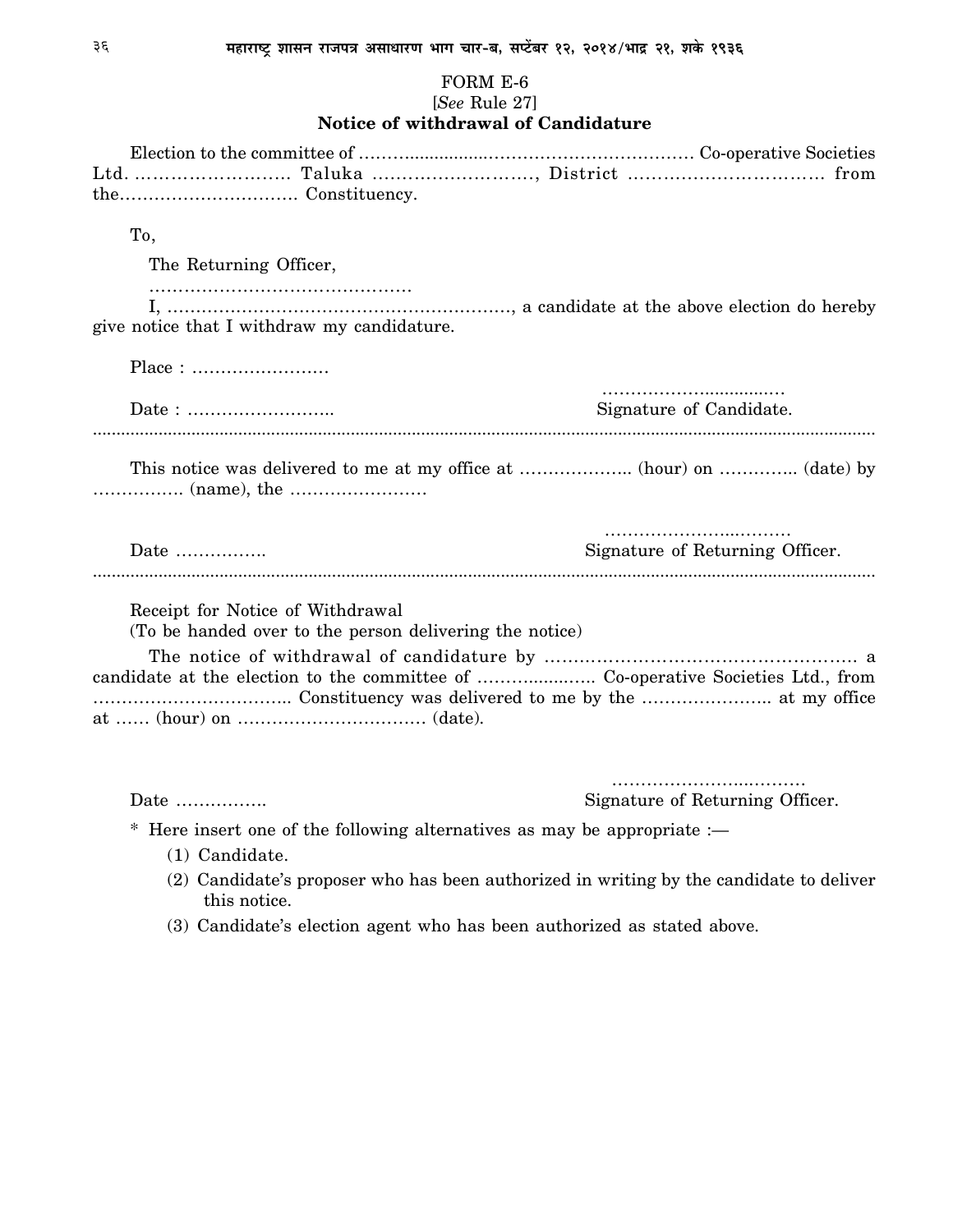FORM E-6

[*See* Rule 27]

**Notice of withdrawal of Candidature**

Election to the committee of ……….......................……………………………… Co-operative Societies Ltd. …………………….. Taluka ………………………, District ………………………….. from the…………………………. Constituency.

To,

The Returning Officer,

……………………………………….

I, ……………………………………………………, a candidate at the above election do hereby give notice that I withdraw my candidature.

Place : ……………………

Date : ……………………..

……………..............…

Signature of Candidate.

.................................................................................................................................................................

This notice was delivered to me at my office at ……………….. (hour) on ………….. (date) by ……………. (name), the ……………………

Date …………….

…………………..………

Signature of Returning Officer.

.................................................................................................................................................................

Receipt for Notice of Withdrawal

(To be handed over to the person delivering the notice)

The notice of withdrawal of candidature by ……………………………………………. a candidate at the election to the committee of ………..……… Co-operative Societies Ltd., from …………………………….. Constituency was delivered to me by the ………………….. at my office at …… (hour) on …………………………… (date).

Date …………….

…………………..………

Signature of Returning Officer.

\* Here insert one of the following alternatives as may be appropriate :—

(1) Candidate.

(2) Candidate's proposer who has been authorized in writing by the candidate to deliver this notice.

(3) Candidate's election agent who has been authorized as stated above.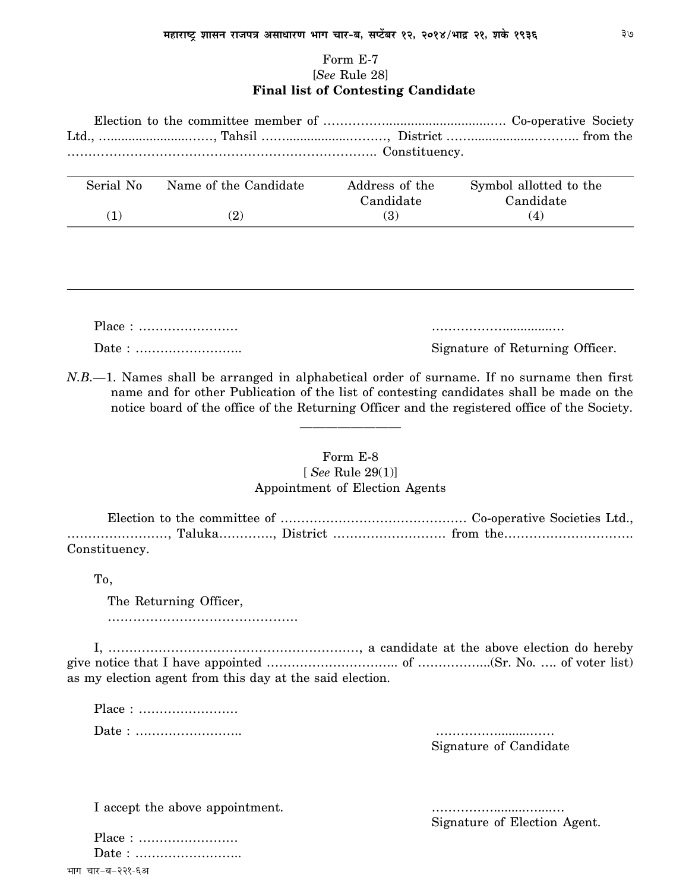Form E-7

[*See* Rule 28]

**Final list of Contesting Candidate**

Election to the committee member of ……………..…......................…. Co-operative Society Ltd., …...........................……, Tahsil …….................………, District ……...............……….. from the ……………………………………………………………….. Constituency.

| Serial No (1) | Name of the Candidate (2) | Address of the Candidate (3) | Symbol allotted to the Candidate (4) |
|---|---|---|---|
| | | | |

Place : ……………………

Date : ……………………..

………………..............…

Signature of Returning Officer.

*N.B.*—1. Names shall be arranged in alphabetical order of surname. If no surname then first name and for other Publication of the list of contesting candidates shall be made on the notice board of the office of the Returning Officer and the registered office of the Society.

---

Form E-8

[ *See* Rule 29(1)]

Appointment of Election Agents

Election to the committee of ……………………………………… Co-operative Societies Ltd., ……………………, Taluka…………., District …………………….. from the…………………………. Constituency.

To,

The Returning Officer,

………………………………………

I, ……………………………………………………, a candidate at the above election do hereby give notice that I have appointed ………………………….. of ……………..(Sr. No. …. of voter list) as my election agent from this day at the said election.

Place : ……………………

Date : ……………………..

………………..........…

Signature of Candidate

I accept the above appointment.

………………........…...…

Signature of Election Agent.

Place : ……………………

Date : ……………………..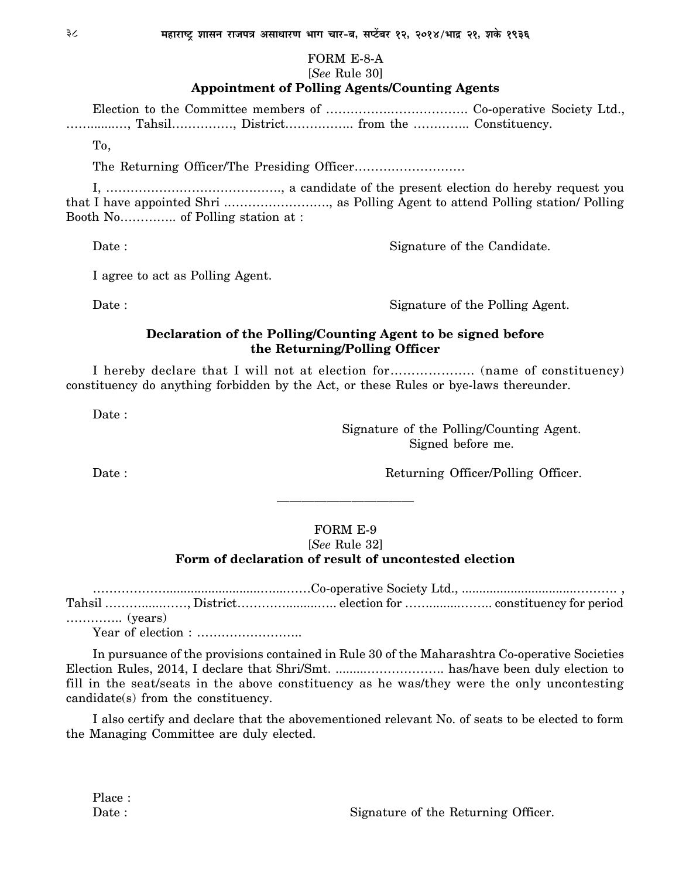FORM E-8-A

[*See* Rule 30]

**Appointment of Polling Agents/Counting Agents**

Election to the Committee members of ………………………………. Co-operative Society Ltd., ……..……, Tahsil……………, District…………….. from the ………….. Constituency.

To,

The Returning Officer/The Presiding Officer………………………

I, ……………………………………., a candidate of the present election do hereby request you that I have appointed Shri ……………………., as Polling Agent to attend Polling station/ Polling Booth No………….. of Polling station at :

Date : Signature of the Candidate.

I agree to act as Polling Agent.

Date : Signature of the Polling Agent.

**Declaration of the Polling/Counting Agent to be signed before the Returning/Polling Officer**

I hereby declare that I will not at election for………………. (name of constituency) constituency do anything forbidden by the Act, or these Rules or bye-laws thereunder.

Date :

Signature of the Polling/Counting Agent.
Signed before me.

Date : Returning Officer/Polling Officer.

---

FORM E-9

[*See* Rule 32]

**Form of declaration of result of uncontested election**

……………………………………………Co-operative Society Ltd., ……………………………………… , Tahsil ………………, District……………………. election for ……………….. constituency for period ………….. (years)

Year of election : ……………………..

In pursuance of the provisions contained in Rule 30 of the Maharashtra Co-operative Societies Election Rules, 2014, I declare that Shri/Smt. ………………………. has/have been duly election to fill in the seat/seats in the above constituency as he was/they were the only uncontesting candidate(s) from the constituency.

I also certify and declare that the abovementioned relevant No. of seats to be elected to form the Managing Committee are duly elected.

Place :

Date : Signature of the Returning Officer.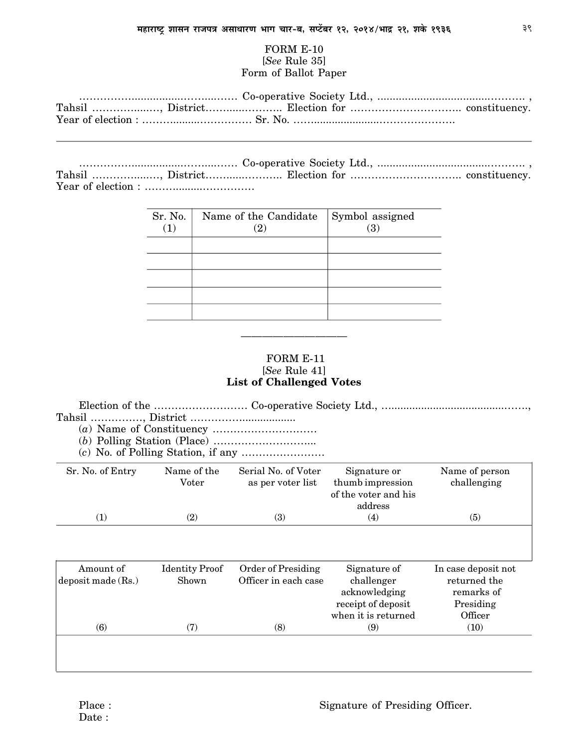FORM E-10

[*See* Rule 35]

Form of Ballot Paper

………………..............…….....…… Co-operative Society Ltd., ...............................…………. ,
Tahsil ……………...…, District……............…….. Election for ………………………….. constituency.
Year of election : ……….........……………… Sr. No. ……..........................………………….

---

………………..............…….....…… Co-operative Society Ltd., ...............................…………. ,
Tahsil ……………...…, District……............…….. Election for ………………………….. constituency.
Year of election : ……….........………………

| Sr. No. (1) | Name of the Candidate (2) | Symbol assigned (3) |
|---|---|---|
| | | |
| | | |
| | | |
| | | |
| | | |

---

FORM E-11

[*See* Rule 41]

**List of Challenged Votes**

Election of the ……………………… Co-operative Society Ltd., …...........................................……,
Tahsil ……………, District ……………...............

(*a*) Name of Constituency …………………………

(*b*) Polling Station (Place) ………………………..

(*c*) No. of Polling Station, if any ……………………

| Sr. No. of Entry (1) | Name of the Voter (2) | Serial No. of Voter as per voter list (3) | Signature or thumb impression of the voter and his address (4) | Name of person challenging (5) |
|---|---|---|---|---|
| | | | | |

| Amount of deposit made (Rs.) (6) | Identity Proof Shown (7) | Order of Presiding Officer in each case (8) | Signature of challenger acknowledging receipt of deposit when it is returned (9) | In case deposit not returned the remarks of Presiding Officer (10) |
|---|---|---|---|---|
| | | | | |

Place :

Date :

Signature of Presiding Officer.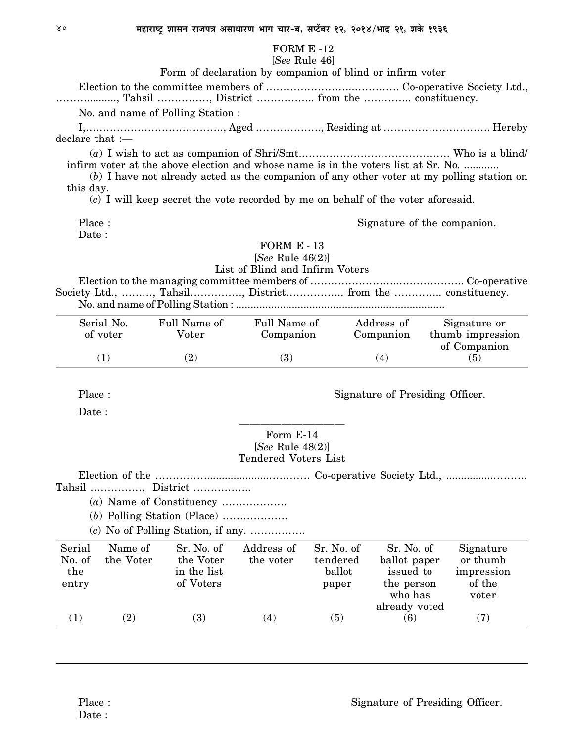## FORM E -12

[*See* Rule 46]

Form of declaration by companion of blind or infirm voter

Election to the committee members of ………………….…………. Co-operative Society Ltd., ……….........., Tahsil ……………, District …………….. from the ………….. constituency.

No. and name of Polling Station :

I,…………………………………., Aged ………………., Residing at …………………………. Hereby declare that :—

(*a*) I wish to act as companion of Shri/Smt.…………………………………… Who is a blind/ infirm voter at the above election and whose name is in the voters list at Sr. No. ............

(*b*) I have not already acted as the companion of any other voter at my polling station on this day.

(*c*) I will keep secret the vote recorded by me on behalf of the voter aforesaid.

Place : Signature of the companion.

Date :

## FORM E - 13

[*See* Rule 46(2)]

List of Blind and Infirm Voters

Election to the managing committee members of ……………………..………………. Co-operative Society Ltd., ………, Tahsil……………, District…………….. from the ………….. constituency.

No. and name of Polling Station : ......................................................................

| Serial No. of voter | Full Name of Voter | Full Name of Companion | Address of Companion | Signature or thumb impression of Companion |
|---|---|---|---|---|
| (1) | (2) | (3) | (4) | (5) |

Place : Signature of Presiding Officer.

Date :

---

## Form E-14

[*See* Rule 48(2)]

Tendered Voters List

Election of the …………….................………… Co-operative Society Ltd., ..........……….. Tahsil ……………, District ……………..

(*a*) Name of Constituency ……………….

(*b*) Polling Station (Place) ……………….

(*c*) No of Polling Station, if any. …………….

| Serial No. of the entry | Name of the Voter | Sr. No. of the Voter in the list of Voters | Address of the voter | Sr. No. of tendered ballot paper | Sr. No. of ballot paper issued to the person who has already voted | Signature or thumb impression of the voter |
|---|---|---|---|---|---|---|
| (1) | (2) | (3) | (4) | (5) | (6) | (7) |

Place : Signature of Presiding Officer.

Date :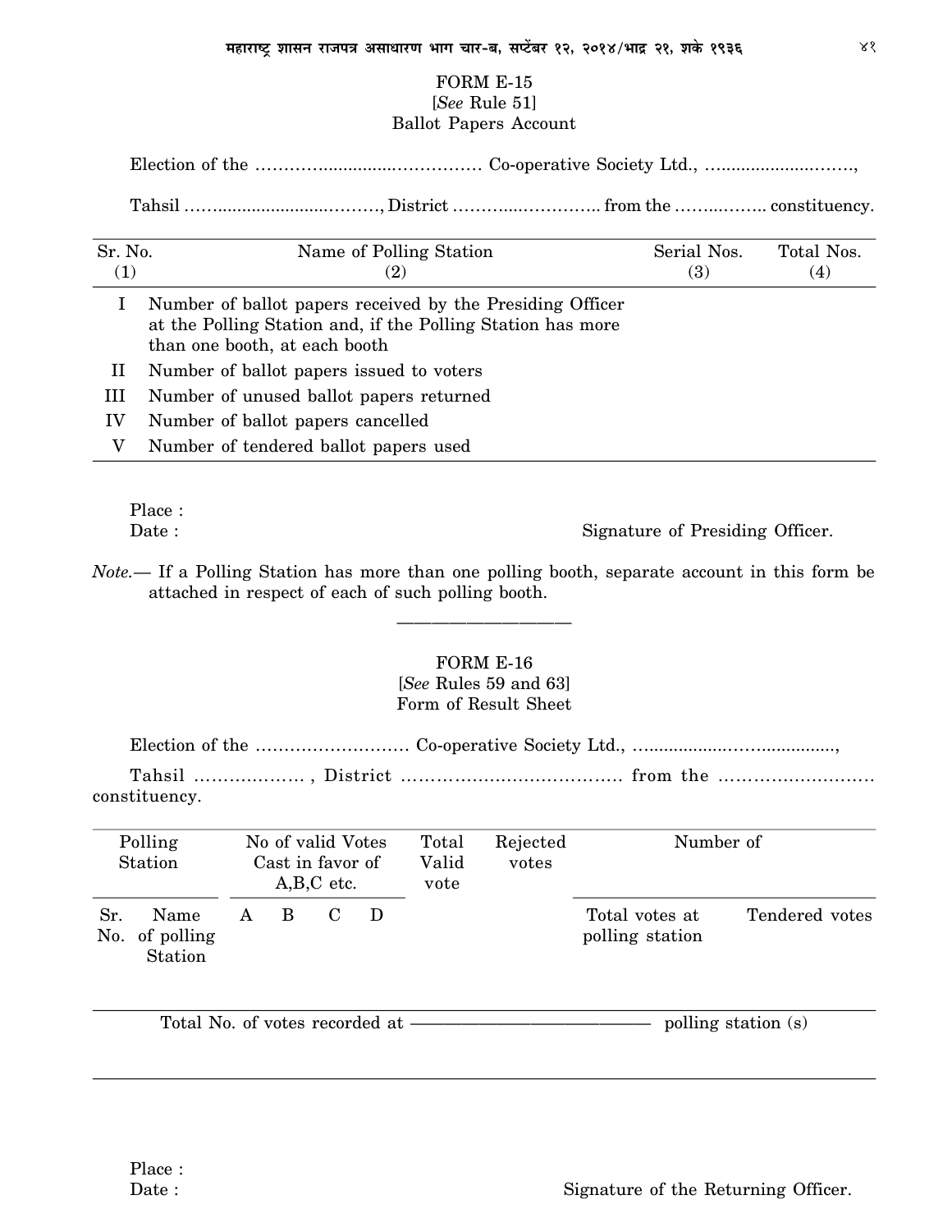# FORM E-15

[*See* Rule 51]

Ballot Papers Account

Election of the ……………...........……………. Co-operative Society Ltd., ............................…….,

Tahsil ……..................….……., District ………...…………….. from the ……..…….. constituency.

| Sr. No. (1) | Name of Polling Station (2) | Serial Nos. (3) | Total Nos. (4) |
|---|---|---|---|
| I | Number of ballot papers received by the Presiding Officer at the Polling Station and, if the Polling Station has more than one booth, at each booth | | |
| II | Number of ballot papers issued to voters | | |
| III | Number of unused ballot papers returned | | |
| IV | Number of ballot papers cancelled | | |
| V | Number of tendered ballot papers used | | |

Place :

Date : Signature of Presiding Officer.

*Note.*— If a Polling Station has more than one polling booth, separate account in this form be attached in respect of each of such polling booth.

---

# FORM E-16

[*See* Rules 59 and 63]

Form of Result Sheet

Election of the ……………………… Co-operative Society Ltd., …..................……................,

Tahsil ………………. , District ………………………………. from the ……………………… constituency.

| Polling Station | | No of valid Votes Cast in favor of A,B,C etc. | | | | Total Valid vote | Rejected votes | Number of | |
|---|---|---|---|---|---|---|---|---|---|
| Sr. No. | Name of polling Station | A | B | C | D | | | Total votes at polling station | Tendered votes |
| | | | | | | | | | |

Total No. of votes recorded at ————————————— polling station (s)

Place :

Date : Signature of the Returning Officer.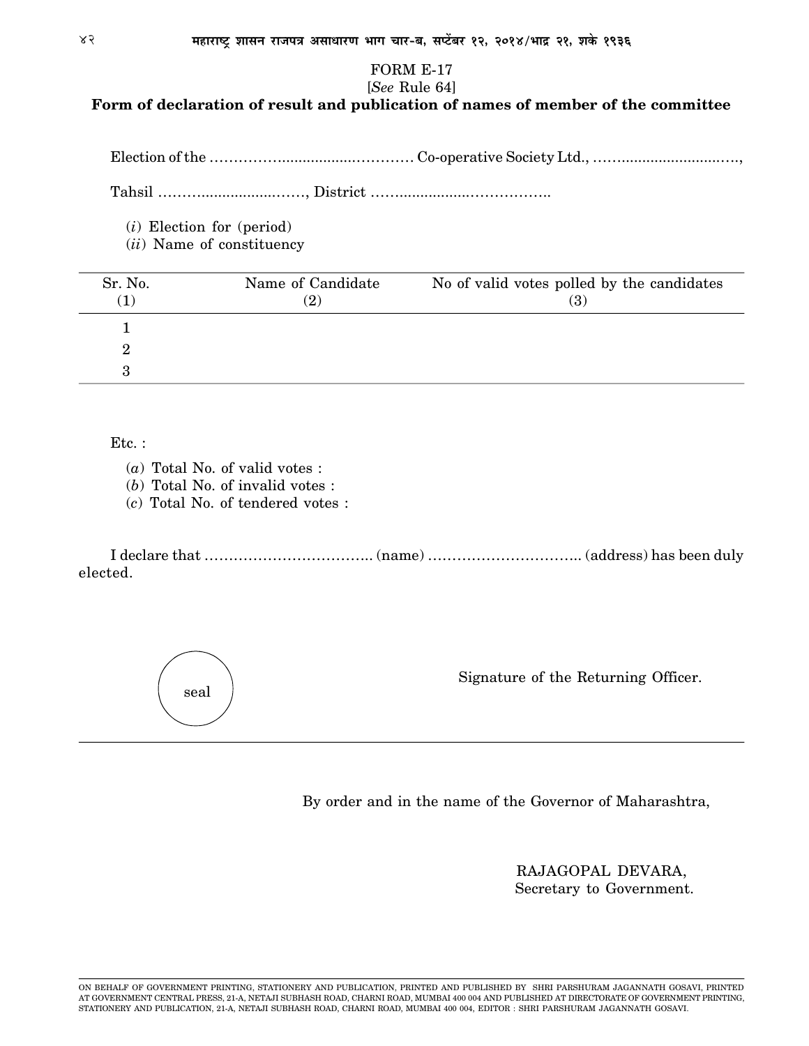FORM E-17

[*See* Rule 64]

**Form of declaration of result and publication of names of member of the committee**

Election of the ……………..................………… Co-operative Society Ltd., ……...........................….,

Tahsil ……...................……, District …….................……………..

(*i*) Election for (period)

(*ii*) Name of constituency

| Sr. No. (1) | Name of Candidate (2) | No of valid votes polled by the candidates (3) |
|---|---|---|
| 1 | | |
| 2 | | |
| 3 | | |

Etc. :

(*a*) Total No. of valid votes :

(*b*) Total No. of invalid votes :

(*c*) Total No. of tendered votes :

I declare that …………………………….. (name) ………………………….. (address) has been duly elected.

seal

Signature of the Returning Officer.

By order and in the name of the Governor of Maharashtra,

RAJAGOPAL DEVARA,
Secretary to Government.

ON BEHALF OF GOVERNMENT PRINTING, STATIONERY AND PUBLICATION, PRINTED AND PUBLISHED BY SHRI PARSHURAM JAGANNATH GOSAVI, PRINTED AT GOVERNMENT CENTRAL PRESS, 21-A, NETAJI SUBHASH ROAD, CHARNI ROAD, MUMBAI 400 004 AND PUBLISHED AT DIRECTORATE OF GOVERNMENT PRINTING, STATIONERY AND PUBLICATION, 21-A, NETAJI SUBHASH ROAD, CHARNI ROAD, MUMBAI 400 004, EDITOR : SHRI PARSHURAM JAGANNATH GOSAVI.